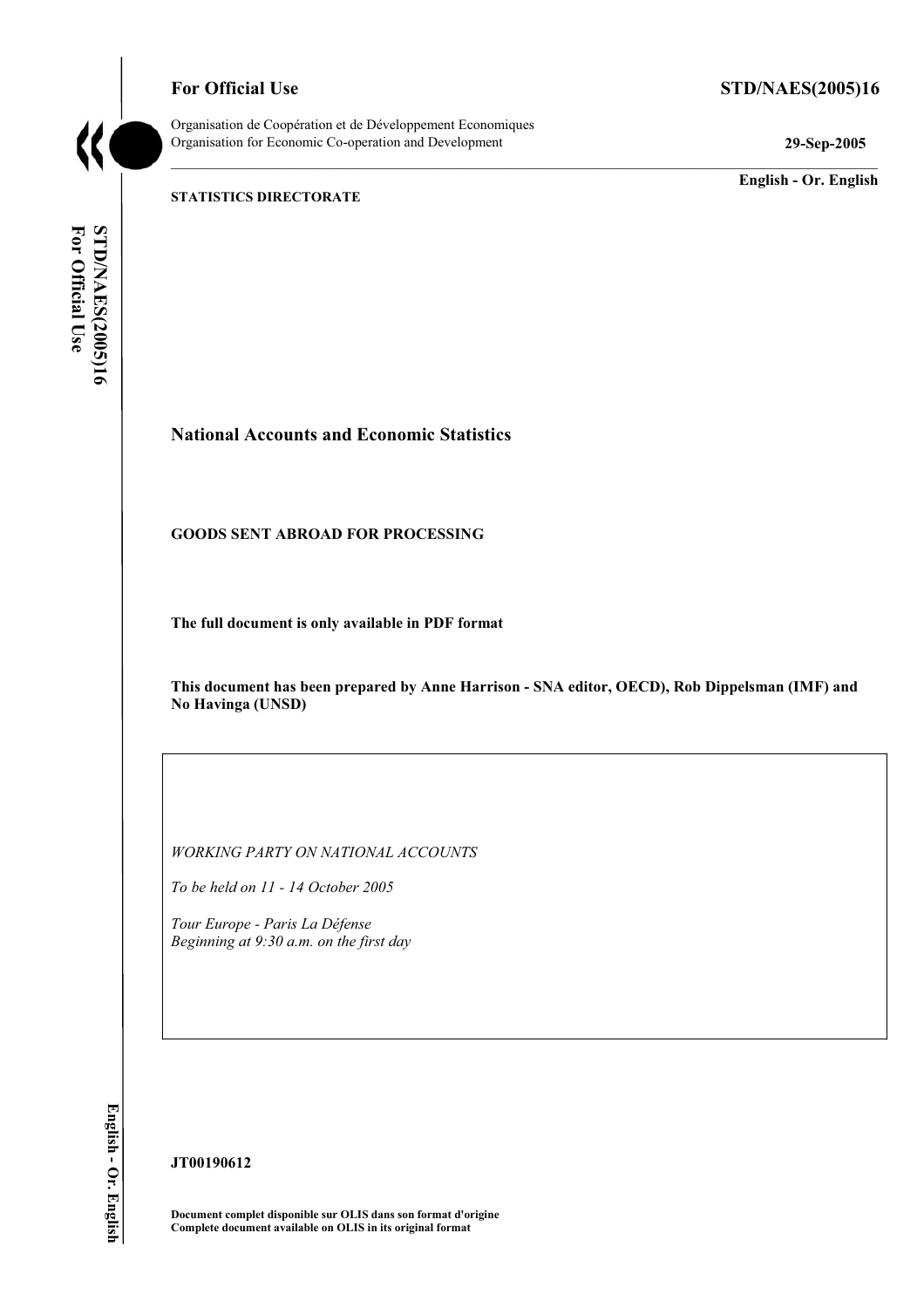**For Official Use** **STD/NAES(2005)16**

Organisation de Coopération et de Développement Economiques
Organisation for Economic Co-operation and Development **29-Sep-2005**

**English - Or. English**

**STATISTICS DIRECTORATE**

# National Accounts and Economic Statistics

**GOODS SENT ABROAD FOR PROCESSING**

**The full document is only available in PDF format**

**This document has been prepared by Anne Harrison - SNA editor, OECD), Rob Dippelsman (IMF) and No Havinga (UNSD)**

*WORKING PARTY ON NATIONAL ACCOUNTS*

*To be held on 11 - 14 October 2005*

*Tour Europe - Paris La Défense*
*Beginning at 9:30 a.m. on the first day*

**JT00190612**

**Document complet disponible sur OLIS dans son format d'origine**
**Complete document available on OLIS in its original format**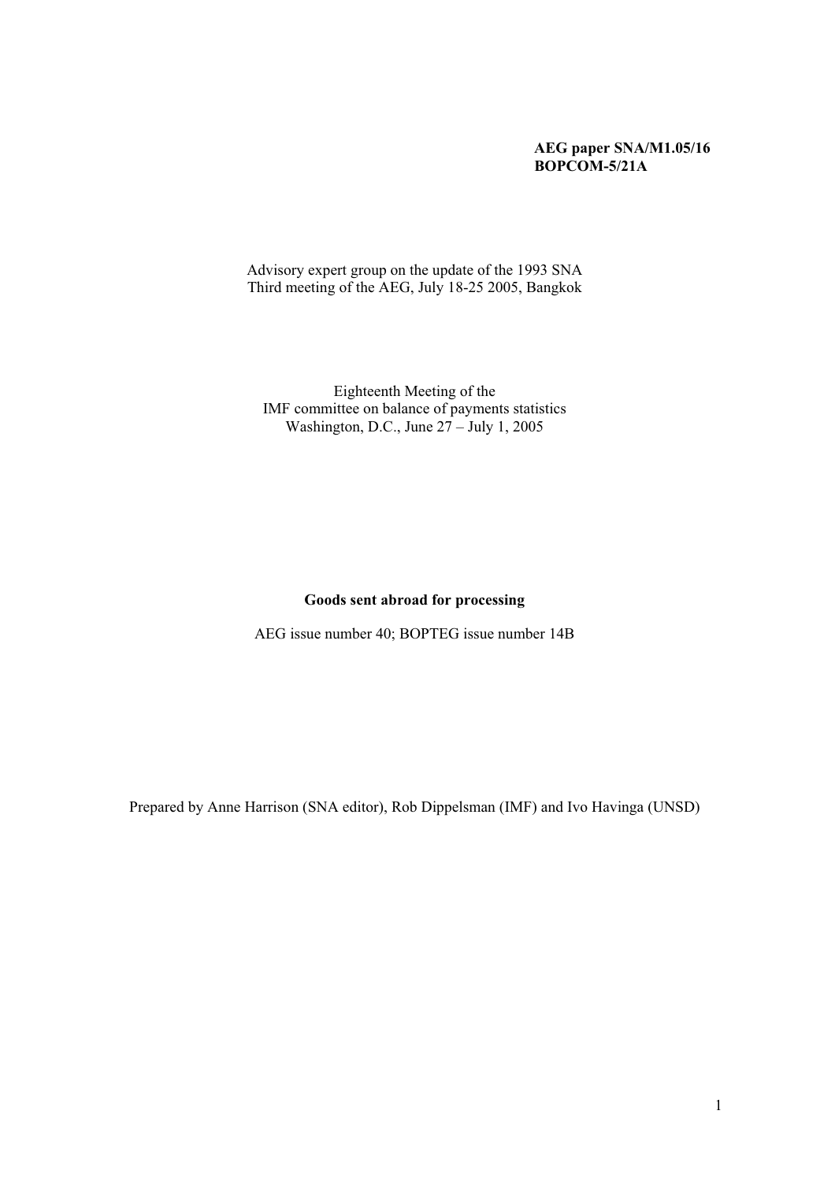**AEG paper SNA/M1.05/16**
**BOPCOM-5/21A**

Advisory expert group on the update of the 1993 SNA
Third meeting of the AEG, July 18-25 2005, Bangkok

Eighteenth Meeting of the
IMF committee on balance of payments statistics
Washington, D.C., June 27 – July 1, 2005

# Goods sent abroad for processing

AEG issue number 40; BOPTEG issue number 14B

Prepared by Anne Harrison (SNA editor), Rob Dippelsman (IMF) and Ivo Havinga (UNSD)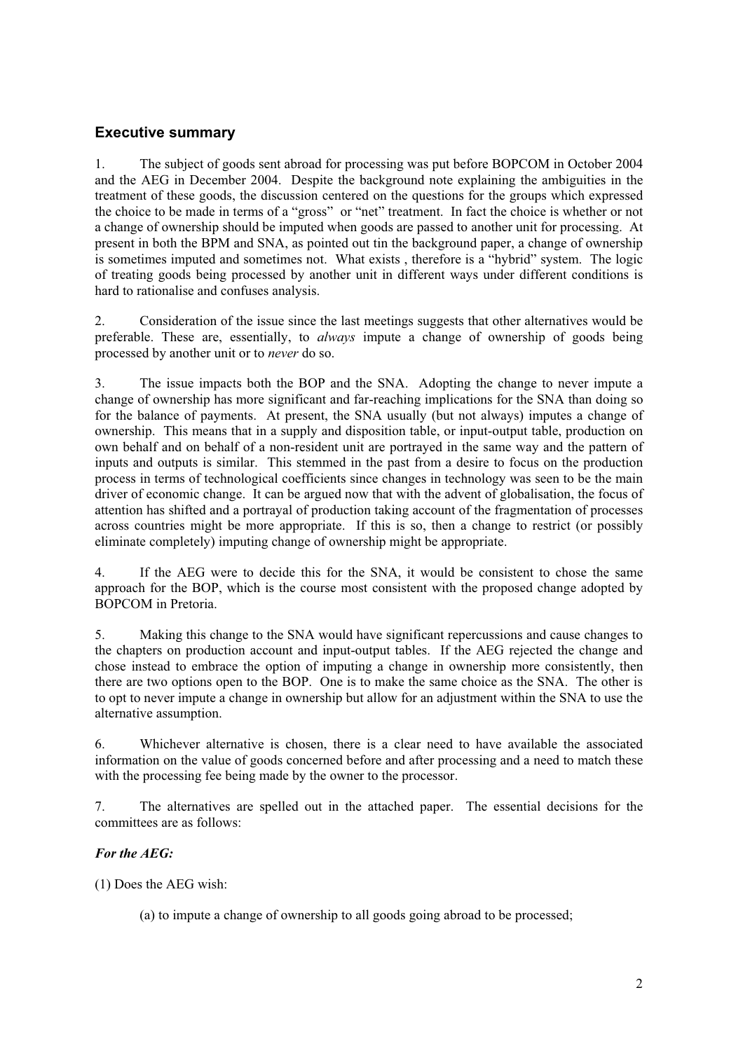## Executive summary

1. The subject of goods sent abroad for processing was put before BOPCOM in October 2004 and the AEG in December 2004. Despite the background note explaining the ambiguities in the treatment of these goods, the discussion centered on the questions for the groups which expressed the choice to be made in terms of a "gross" or "net" treatment. In fact the choice is whether or not a change of ownership should be imputed when goods are passed to another unit for processing. At present in both the BPM and SNA, as pointed out tin the background paper, a change of ownership is sometimes imputed and sometimes not. What exists , therefore is a "hybrid" system. The logic of treating goods being processed by another unit in different ways under different conditions is hard to rationalise and confuses analysis.

2. Consideration of the issue since the last meetings suggests that other alternatives would be preferable. These are, essentially, to *always* impute a change of ownership of goods being processed by another unit or to *never* do so.

3. The issue impacts both the BOP and the SNA. Adopting the change to never impute a change of ownership has more significant and far-reaching implications for the SNA than doing so for the balance of payments. At present, the SNA usually (but not always) imputes a change of ownership. This means that in a supply and disposition table, or input-output table, production on own behalf and on behalf of a non-resident unit are portrayed in the same way and the pattern of inputs and outputs is similar. This stemmed in the past from a desire to focus on the production process in terms of technological coefficients since changes in technology was seen to be the main driver of economic change. It can be argued now that with the advent of globalisation, the focus of attention has shifted and a portrayal of production taking account of the fragmentation of processes across countries might be more appropriate. If this is so, then a change to restrict (or possibly eliminate completely) imputing change of ownership might be appropriate.

4. If the AEG were to decide this for the SNA, it would be consistent to chose the same approach for the BOP, which is the course most consistent with the proposed change adopted by BOPCOM in Pretoria.

5. Making this change to the SNA would have significant repercussions and cause changes to the chapters on production account and input-output tables. If the AEG rejected the change and chose instead to embrace the option of imputing a change in ownership more consistently, then there are two options open to the BOP. One is to make the same choice as the SNA. The other is to opt to never impute a change in ownership but allow for an adjustment within the SNA to use the alternative assumption.

6. Whichever alternative is chosen, there is a clear need to have available the associated information on the value of goods concerned before and after processing and a need to match these with the processing fee being made by the owner to the processor.

7. The alternatives are spelled out in the attached paper. The essential decisions for the committees are as follows:

***For the AEG:***

(1) Does the AEG wish:

(a) to impute a change of ownership to all goods going abroad to be processed;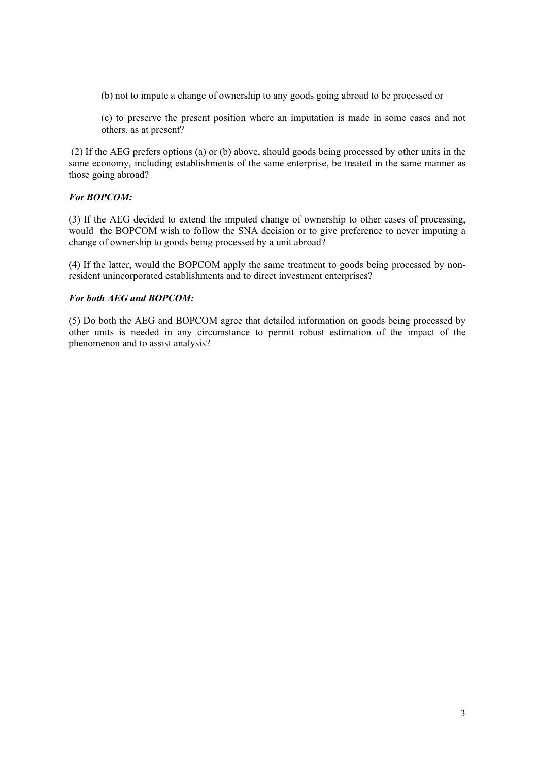(b) not to impute a change of ownership to any goods going abroad to be processed or

(c) to preserve the present position where an imputation is made in some cases and not others, as at present?

(2) If the AEG prefers options (a) or (b) above, should goods being processed by other units in the same economy, including establishments of the same enterprise, be treated in the same manner as those going abroad?

***For BOPCOM:***

(3) If the AEG decided to extend the imputed change of ownership to other cases of processing, would the BOPCOM wish to follow the SNA decision or to give preference to never imputing a change of ownership to goods being processed by a unit abroad?

(4) If the latter, would the BOPCOM apply the same treatment to goods being processed by non-resident unincorporated establishments and to direct investment enterprises?

***For both AEG and BOPCOM:***

(5) Do both the AEG and BOPCOM agree that detailed information on goods being processed by other units is needed in any circumstance to permit robust estimation of the impact of the phenomenon and to assist analysis?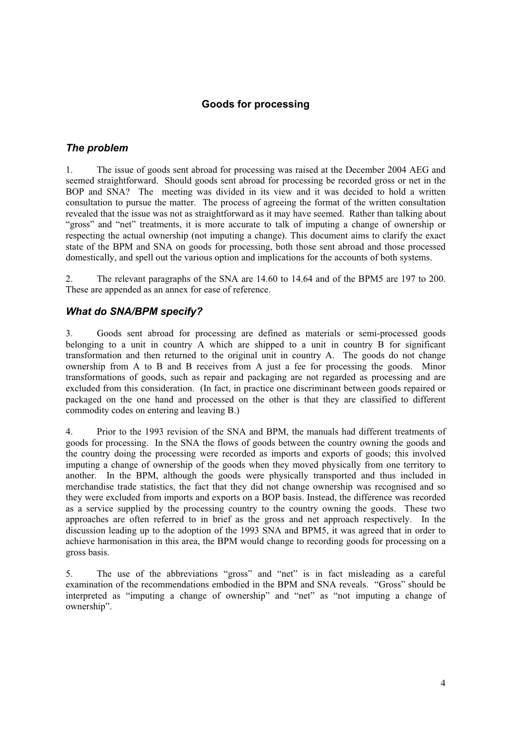# Goods for processing

## *The problem*

1. The issue of goods sent abroad for processing was raised at the December 2004 AEG and seemed straightforward. Should goods sent abroad for processing be recorded gross or net in the BOP and SNA? The meeting was divided in its view and it was decided to hold a written consultation to pursue the matter. The process of agreeing the format of the written consultation revealed that the issue was not as straightforward as it may have seemed. Rather than talking about "gross" and "net" treatments, it is more accurate to talk of imputing a change of ownership or respecting the actual ownership (not imputing a change). This document aims to clarify the exact state of the BPM and SNA on goods for processing, both those sent abroad and those processed domestically, and spell out the various option and implications for the accounts of both systems.

2. The relevant paragraphs of the SNA are 14.60 to 14.64 and of the BPM5 are 197 to 200. These are appended as an annex for ease of reference.

## *What do SNA/BPM specify?*

3. Goods sent abroad for processing are defined as materials or semi-processed goods belonging to a unit in country A which are shipped to a unit in country B for significant transformation and then returned to the original unit in country A. The goods do not change ownership from A to B and B receives from A just a fee for processing the goods. Minor transformations of goods, such as repair and packaging are not regarded as processing and are excluded from this consideration. (In fact, in practice one discriminant between goods repaired or packaged on the one hand and processed on the other is that they are classified to different commodity codes on entering and leaving B.)

4. Prior to the 1993 revision of the SNA and BPM, the manuals had different treatments of goods for processing. In the SNA the flows of goods between the country owning the goods and the country doing the processing were recorded as imports and exports of goods; this involved imputing a change of ownership of the goods when they moved physically from one territory to another. In the BPM, although the goods were physically transported and thus included in merchandise trade statistics, the fact that they did not change ownership was recognised and so they were excluded from imports and exports on a BOP basis. Instead, the difference was recorded as a service supplied by the processing country to the country owning the goods. These two approaches are often referred to in brief as the gross and net approach respectively. In the discussion leading up to the adoption of the 1993 SNA and BPM5, it was agreed that in order to achieve harmonisation in this area, the BPM would change to recording goods for processing on a gross basis.

5. The use of the abbreviations "gross" and "net" is in fact misleading as a careful examination of the recommendations embodied in the BPM and SNA reveals. "Gross" should be interpreted as "imputing a change of ownership" and "net" as "not imputing a change of ownership".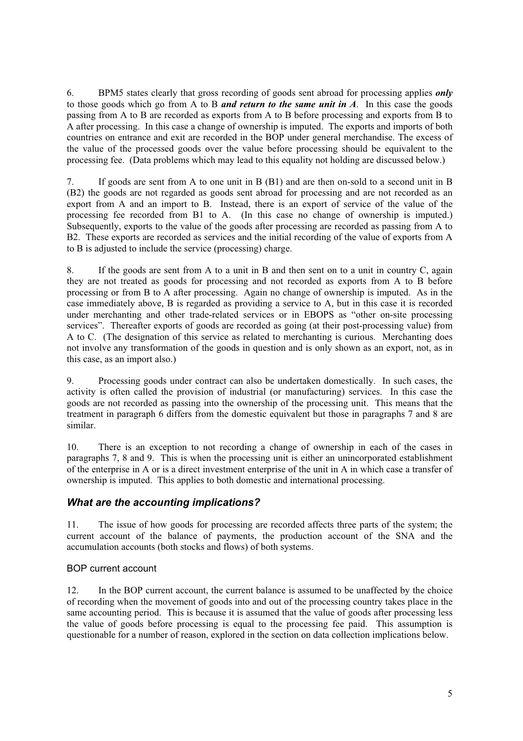6. BPM5 states clearly that gross recording of goods sent abroad for processing applies ***only*** to those goods which go from A to B ***and return to the same unit in A***. In this case the goods passing from A to B are recorded as exports from A to B before processing and exports from B to A after processing. In this case a change of ownership is imputed. The exports and imports of both countries on entrance and exit are recorded in the BOP under general merchandise. The excess of the value of the processed goods over the value before processing should be equivalent to the processing fee. (Data problems which may lead to this equality not holding are discussed below.)

7. If goods are sent from A to one unit in B (B1) and are then on-sold to a second unit in B (B2) the goods are not regarded as goods sent abroad for processing and are not recorded as an export from A and an import to B. Instead, there is an export of service of the value of the processing fee recorded from B1 to A. (In this case no change of ownership is imputed.) Subsequently, exports to the value of the goods after processing are recorded as passing from A to B2. These exports are recorded as services and the initial recording of the value of exports from A to B is adjusted to include the service (processing) charge.

8. If the goods are sent from A to a unit in B and then sent on to a unit in country C, again they are not treated as goods for processing and not recorded as exports from A to B before processing or from B to A after processing. Again no change of ownership is imputed. As in the case immediately above, B is regarded as providing a service to A, but in this case it is recorded under merchanting and other trade-related services or in EBOPS as "other on-site processing services". Thereafter exports of goods are recorded as going (at their post-processing value) from A to C. (The designation of this service as related to merchanting is curious. Merchanting does not involve any transformation of the goods in question and is only shown as an export, not, as in this case, as an import also.)

9. Processing goods under contract can also be undertaken domestically. In such cases, the activity is often called the provision of industrial (or manufacturing) services. In this case the goods are not recorded as passing into the ownership of the processing unit. This means that the treatment in paragraph 6 differs from the domestic equivalent but those in paragraphs 7 and 8 are similar.

10. There is an exception to not recording a change of ownership in each of the cases in paragraphs 7, 8 and 9. This is when the processing unit is either an unincorporated establishment of the enterprise in A or is a direct investment enterprise of the unit in A in which case a transfer of ownership is imputed. This applies to both domestic and international processing.

## *What are the accounting implications?*

11. The issue of how goods for processing are recorded affects three parts of the system; the current account of the balance of payments, the production account of the SNA and the accumulation accounts (both stocks and flows) of both systems.

### BOP current account

12. In the BOP current account, the current balance is assumed to be unaffected by the choice of recording when the movement of goods into and out of the processing country takes place in the same accounting period. This is because it is assumed that the value of goods after processing less the value of goods before processing is equal to the processing fee paid. This assumption is questionable for a number of reason, explored in the section on data collection implications below.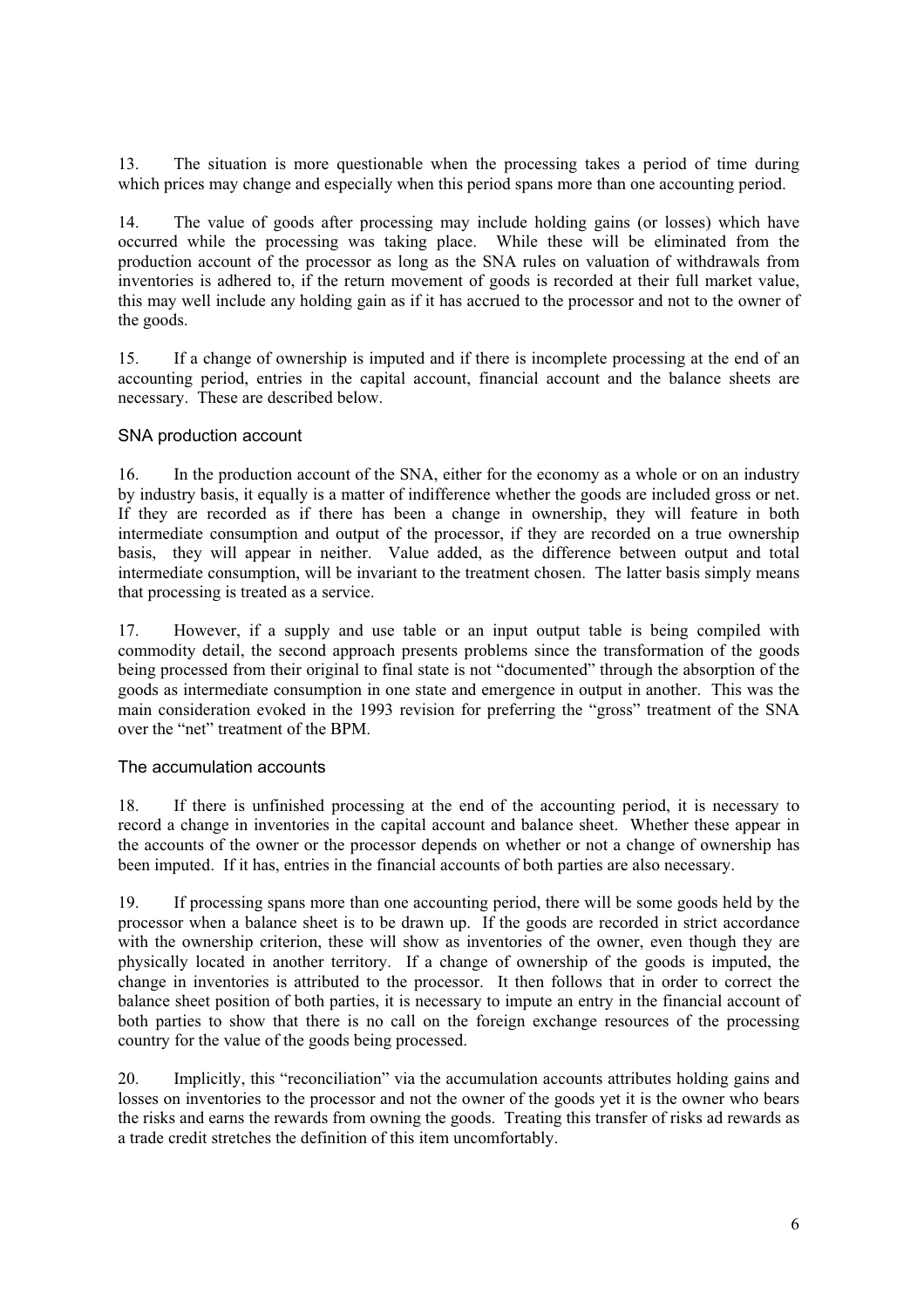13. The situation is more questionable when the processing takes a period of time during which prices may change and especially when this period spans more than one accounting period.

14. The value of goods after processing may include holding gains (or losses) which have occurred while the processing was taking place. While these will be eliminated from the production account of the processor as long as the SNA rules on valuation of withdrawals from inventories is adhered to, if the return movement of goods is recorded at their full market value, this may well include any holding gain as if it has accrued to the processor and not to the owner of the goods.

15. If a change of ownership is imputed and if there is incomplete processing at the end of an accounting period, entries in the capital account, financial account and the balance sheets are necessary. These are described below.

### SNA production account

16. In the production account of the SNA, either for the economy as a whole or on an industry by industry basis, it equally is a matter of indifference whether the goods are included gross or net. If they are recorded as if there has been a change in ownership, they will feature in both intermediate consumption and output of the processor, if they are recorded on a true ownership basis, they will appear in neither. Value added, as the difference between output and total intermediate consumption, will be invariant to the treatment chosen. The latter basis simply means that processing is treated as a service.

17. However, if a supply and use table or an input output table is being compiled with commodity detail, the second approach presents problems since the transformation of the goods being processed from their original to final state is not "documented" through the absorption of the goods as intermediate consumption in one state and emergence in output in another. This was the main consideration evoked in the 1993 revision for preferring the "gross" treatment of the SNA over the "net" treatment of the BPM.

### The accumulation accounts

18. If there is unfinished processing at the end of the accounting period, it is necessary to record a change in inventories in the capital account and balance sheet. Whether these appear in the accounts of the owner or the processor depends on whether or not a change of ownership has been imputed. If it has, entries in the financial accounts of both parties are also necessary.

19. If processing spans more than one accounting period, there will be some goods held by the processor when a balance sheet is to be drawn up. If the goods are recorded in strict accordance with the ownership criterion, these will show as inventories of the owner, even though they are physically located in another territory. If a change of ownership of the goods is imputed, the change in inventories is attributed to the processor. It then follows that in order to correct the balance sheet position of both parties, it is necessary to impute an entry in the financial account of both parties to show that there is no call on the foreign exchange resources of the processing country for the value of the goods being processed.

20. Implicitly, this "reconciliation" via the accumulation accounts attributes holding gains and losses on inventories to the processor and not the owner of the goods yet it is the owner who bears the risks and earns the rewards from owning the goods. Treating this transfer of risks ad rewards as a trade credit stretches the definition of this item uncomfortably.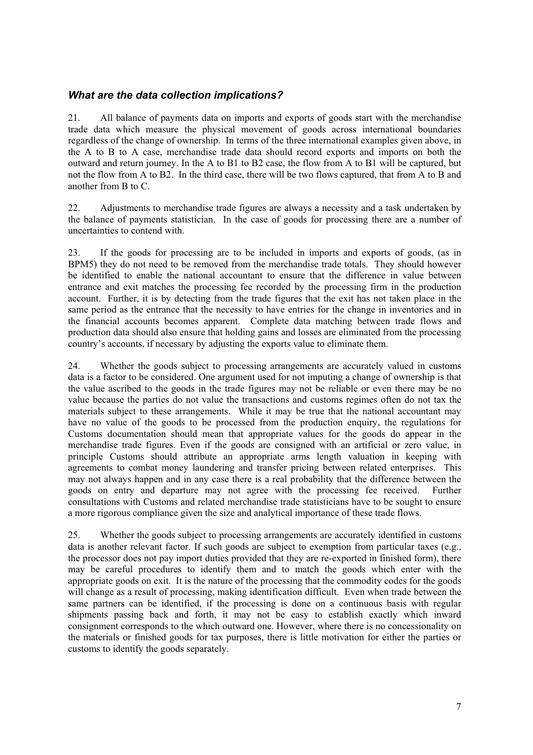### *What are the data collection implications?*

21. All balance of payments data on imports and exports of goods start with the merchandise trade data which measure the physical movement of goods across international boundaries regardless of the change of ownership. In terms of the three international examples given above, in the A to B to A case, merchandise trade data should record exports and imports on both the outward and return journey. In the A to B1 to B2 case, the flow from A to B1 will be captured, but not the flow from A to B2. In the third case, there will be two flows captured, that from A to B and another from B to C.

22. Adjustments to merchandise trade figures are always a necessity and a task undertaken by the balance of payments statistician. In the case of goods for processing there are a number of uncertainties to contend with.

23. If the goods for processing are to be included in imports and exports of goods, (as in BPM5) they do not need to be removed from the merchandise trade totals. They should however be identified to enable the national accountant to ensure that the difference in value between entrance and exit matches the processing fee recorded by the processing firm in the production account. Further, it is by detecting from the trade figures that the exit has not taken place in the same period as the entrance that the necessity to have entries for the change in inventories and in the financial accounts becomes apparent. Complete data matching between trade flows and production data should also ensure that holding gains and losses are eliminated from the processing country's accounts, if necessary by adjusting the exports value to eliminate them.

24. Whether the goods subject to processing arrangements are accurately valued in customs data is a factor to be considered. One argument used for not imputing a change of ownership is that the value ascribed to the goods in the trade figures may not be reliable or even there may be no value because the parties do not value the transactions and customs regimes often do not tax the materials subject to these arrangements. While it may be true that the national accountant may have no value of the goods to be processed from the production enquiry, the regulations for Customs documentation should mean that appropriate values for the goods do appear in the merchandise trade figures. Even if the goods are consigned with an artificial or zero value, in principle Customs should attribute an appropriate arms length valuation in keeping with agreements to combat money laundering and transfer pricing between related enterprises. This may not always happen and in any case there is a real probability that the difference between the goods on entry and departure may not agree with the processing fee received. Further consultations with Customs and related merchandise trade statisticians have to be sought to ensure a more rigorous compliance given the size and analytical importance of these trade flows.

25. Whether the goods subject to processing arrangements are accurately identified in customs data is another relevant factor. If such goods are subject to exemption from particular taxes (e.g., the processor does not pay import duties provided that they are re-exported in finished form), there may be careful procedures to identify them and to match the goods which enter with the appropriate goods on exit. It is the nature of the processing that the commodity codes for the goods will change as a result of processing, making identification difficult. Even when trade between the same partners can be identified, if the processing is done on a continuous basis with regular shipments passing back and forth, it may not be easy to establish exactly which inward consignment corresponds to the which outward one. However, where there is no concessionality on the materials or finished goods for tax purposes, there is little motivation for either the parties or customs to identify the goods separately.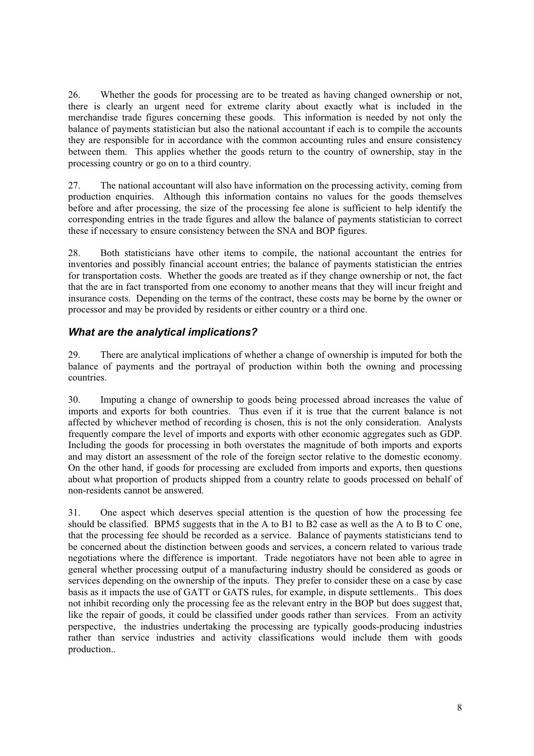26. Whether the goods for processing are to be treated as having changed ownership or not, there is clearly an urgent need for extreme clarity about exactly what is included in the merchandise trade figures concerning these goods. This information is needed by not only the balance of payments statistician but also the national accountant if each is to compile the accounts they are responsible for in accordance with the common accounting rules and ensure consistency between them. This applies whether the goods return to the country of ownership, stay in the processing country or go on to a third country.

27. The national accountant will also have information on the processing activity, coming from production enquiries. Although this information contains no values for the goods themselves before and after processing, the size of the processing fee alone is sufficient to help identify the corresponding entries in the trade figures and allow the balance of payments statistician to correct these if necessary to ensure consistency between the SNA and BOP figures.

28. Both statisticians have other items to compile, the national accountant the entries for inventories and possibly financial account entries; the balance of payments statistician the entries for transportation costs. Whether the goods are treated as if they change ownership or not, the fact that the are in fact transported from one economy to another means that they will incur freight and insurance costs. Depending on the terms of the contract, these costs may be borne by the owner or processor and may be provided by residents or either country or a third one.

### *What are the analytical implications?*

29. There are analytical implications of whether a change of ownership is imputed for both the balance of payments and the portrayal of production within both the owning and processing countries.

30. Imputing a change of ownership to goods being processed abroad increases the value of imports and exports for both countries. Thus even if it is true that the current balance is not affected by whichever method of recording is chosen, this is not the only consideration. Analysts frequently compare the level of imports and exports with other economic aggregates such as GDP. Including the goods for processing in both overstates the magnitude of both imports and exports and may distort an assessment of the role of the foreign sector relative to the domestic economy. On the other hand, if goods for processing are excluded from imports and exports, then questions about what proportion of products shipped from a country relate to goods processed on behalf of non-residents cannot be answered.

31. One aspect which deserves special attention is the question of how the processing fee should be classified. BPM5 suggests that in the A to B1 to B2 case as well as the A to B to C one, that the processing fee should be recorded as a service. Balance of payments statisticians tend to be concerned about the distinction between goods and services, a concern related to various trade negotiations where the difference is important. Trade negotiators have not been able to agree in general whether processing output of a manufacturing industry should be considered as goods or services depending on the ownership of the inputs. They prefer to consider these on a case by case basis as it impacts the use of GATT or GATS rules, for example, in dispute settlements.. This does not inhibit recording only the processing fee as the relevant entry in the BOP but does suggest that, like the repair of goods, it could be classified under goods rather than services. From an activity perspective, the industries undertaking the processing are typically goods-producing industries rather than service industries and activity classifications would include them with goods production..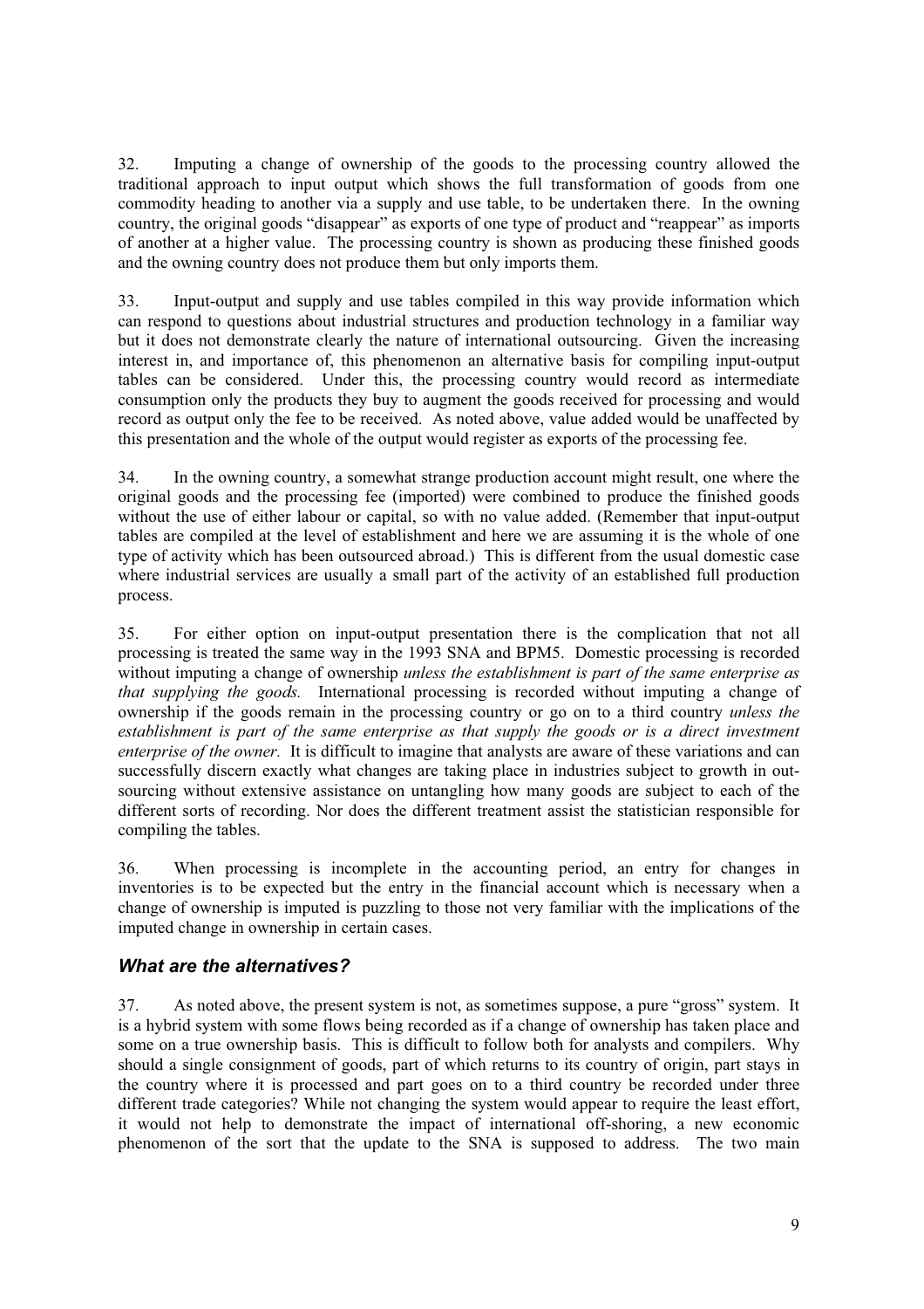32. Imputing a change of ownership of the goods to the processing country allowed the traditional approach to input output which shows the full transformation of goods from one commodity heading to another via a supply and use table, to be undertaken there. In the owning country, the original goods "disappear" as exports of one type of product and "reappear" as imports of another at a higher value. The processing country is shown as producing these finished goods and the owning country does not produce them but only imports them.

33. Input-output and supply and use tables compiled in this way provide information which can respond to questions about industrial structures and production technology in a familiar way but it does not demonstrate clearly the nature of international outsourcing. Given the increasing interest in, and importance of, this phenomenon an alternative basis for compiling input-output tables can be considered. Under this, the processing country would record as intermediate consumption only the products they buy to augment the goods received for processing and would record as output only the fee to be received. As noted above, value added would be unaffected by this presentation and the whole of the output would register as exports of the processing fee.

34. In the owning country, a somewhat strange production account might result, one where the original goods and the processing fee (imported) were combined to produce the finished goods without the use of either labour or capital, so with no value added. (Remember that input-output tables are compiled at the level of establishment and here we are assuming it is the whole of one type of activity which has been outsourced abroad.) This is different from the usual domestic case where industrial services are usually a small part of the activity of an established full production process.

35. For either option on input-output presentation there is the complication that not all processing is treated the same way in the 1993 SNA and BPM5. Domestic processing is recorded without imputing a change of ownership *unless the establishment is part of the same enterprise as that supplying the goods.* International processing is recorded without imputing a change of ownership if the goods remain in the processing country or go on to a third country *unless the establishment is part of the same enterprise as that supply the goods or is a direct investment enterprise of the owner.* It is difficult to imagine that analysts are aware of these variations and can successfully discern exactly what changes are taking place in industries subject to growth in out-sourcing without extensive assistance on untangling how many goods are subject to each of the different sorts of recording. Nor does the different treatment assist the statistician responsible for compiling the tables.

36. When processing is incomplete in the accounting period, an entry for changes in inventories is to be expected but the entry in the financial account which is necessary when a change of ownership is imputed is puzzling to those not very familiar with the implications of the imputed change in ownership in certain cases.

### *What are the alternatives?*

37. As noted above, the present system is not, as sometimes suppose, a pure "gross" system. It is a hybrid system with some flows being recorded as if a change of ownership has taken place and some on a true ownership basis. This is difficult to follow both for analysts and compilers. Why should a single consignment of goods, part of which returns to its country of origin, part stays in the country where it is processed and part goes on to a third country be recorded under three different trade categories? While not changing the system would appear to require the least effort, it would not help to demonstrate the impact of international off-shoring, a new economic phenomenon of the sort that the update to the SNA is supposed to address. The two main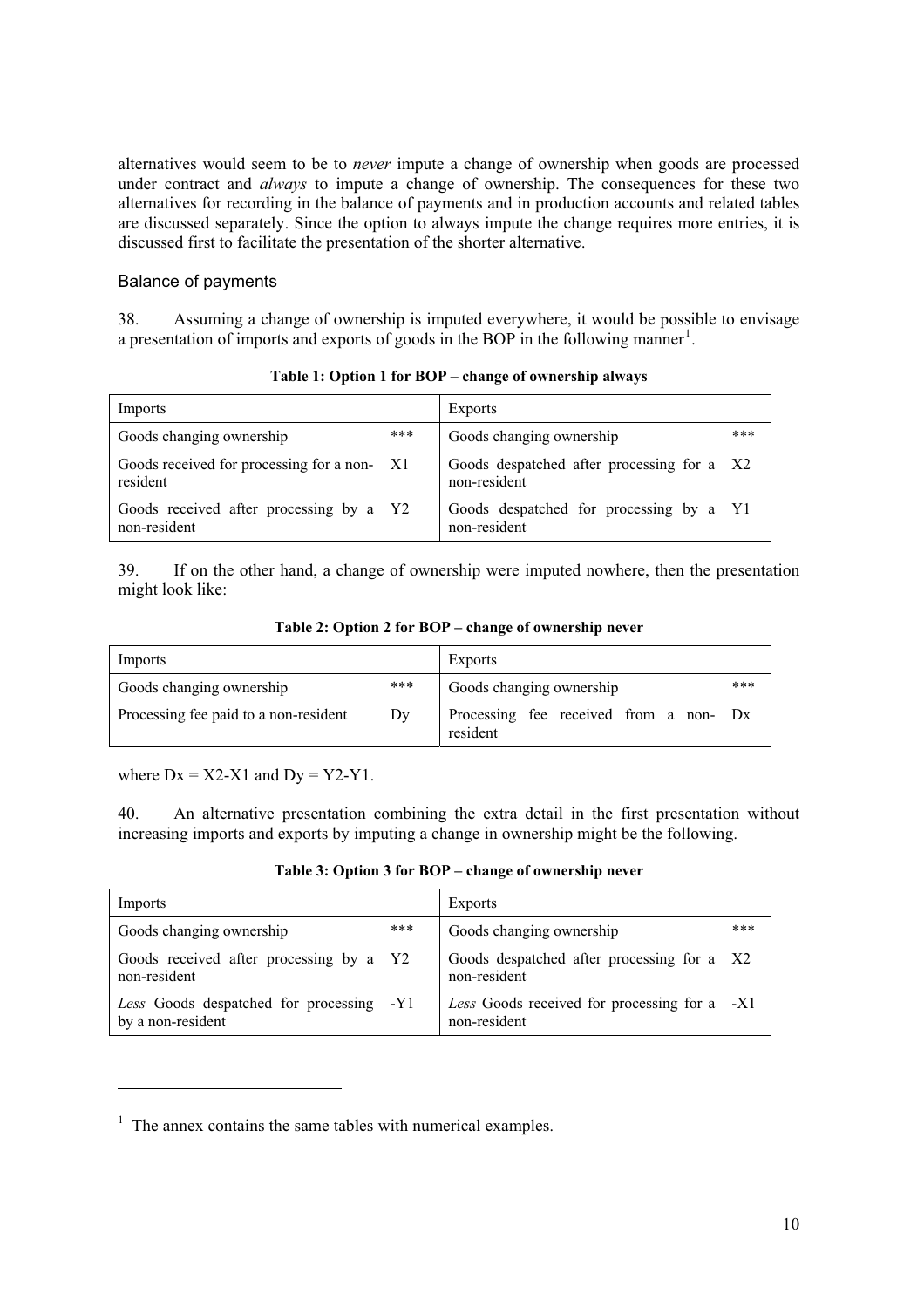alternatives would seem to be to *never* impute a change of ownership when goods are processed under contract and *always* to impute a change of ownership. The consequences for these two alternatives for recording in the balance of payments and in production accounts and related tables are discussed separately. Since the option to always impute the change requires more entries, it is discussed first to facilitate the presentation of the shorter alternative.

### Balance of payments

38. Assuming a change of ownership is imputed everywhere, it would be possible to envisage a presentation of imports and exports of goods in the BOP in the following manner[1].

**Table 1: Option 1 for BOP – change of ownership always**

| Imports | | Exports | |
|---|---|---|---|
| Goods changing ownership | *** | Goods changing ownership | *** |
| Goods received for processing for a non-resident | X1 | Goods despatched after processing for a non-resident | X2 |
| Goods received after processing by a non-resident | Y2 | Goods despatched for processing by a non-resident | Y1 |

39. If on the other hand, a change of ownership were imputed nowhere, then the presentation might look like:

**Table 2: Option 2 for BOP – change of ownership never**

| Imports | | Exports | |
|---|---|---|---|
| Goods changing ownership | *** | Goods changing ownership | *** |
| Processing fee paid to a non-resident | Dy | Processing fee received from a non-resident | Dx |

where $Dx = X2-X1$ and $Dy = Y2-Y1$.

40. An alternative presentation combining the extra detail in the first presentation without increasing imports and exports by imputing a change in ownership might be the following.

**Table 3: Option 3 for BOP – change of ownership never**

| Imports | | Exports | |
|---|---|---|---|
| Goods changing ownership | *** | Goods changing ownership | *** |
| Goods received after processing by a non-resident | Y2 | Goods despatched after processing for a non-resident | X2 |
| *Less* Goods despatched for processing by a non-resident | -Y1 | *Less* Goods received for processing for a non-resident | -X1 |

[1] The annex contains the same tables with numerical examples.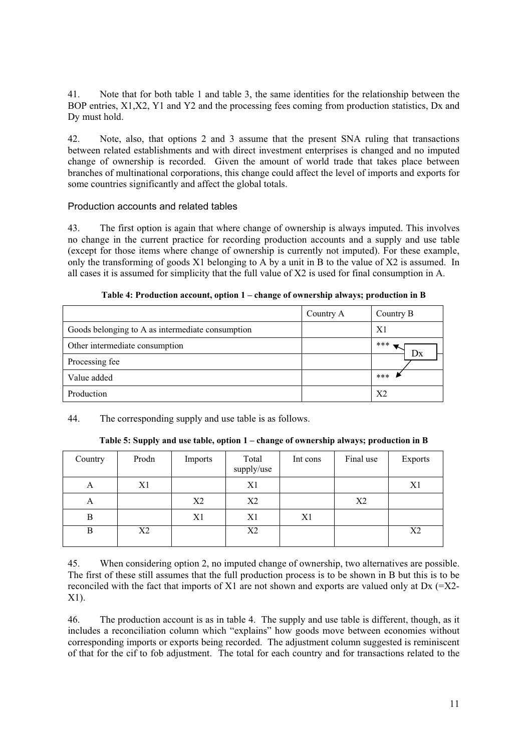41. Note that for both table 1 and table 3, the same identities for the relationship between the BOP entries, X1,X2, Y1 and Y2 and the processing fees coming from production statistics, Dx and Dy must hold.

42. Note, also, that options 2 and 3 assume that the present SNA ruling that transactions between related establishments and with direct investment enterprises is changed and no imputed change of ownership is recorded. Given the amount of world trade that takes place between branches of multinational corporations, this change could affect the level of imports and exports for some countries significantly and affect the global totals.

### Production accounts and related tables

43. The first option is again that where change of ownership is always imputed. This involves no change in the current practice for recording production accounts and a supply and use table (except for those items where change of ownership is currently not imputed). For these example, only the transforming of goods X1 belonging to A by a unit in B to the value of X2 is assumed. In all cases it is assumed for simplicity that the full value of X2 is used for final consumption in A.

**Table 4: Production account, option 1 – change of ownership always; production in B**

| | Country A | Country B |
|---|---|---|
| Goods belonging to A as intermediate consumption | | X1 |
| Other intermediate consumption | | *** |
| Processing fee | | Dx |
| Value added | | *** |
| Production | | X2 |

44. The corresponding supply and use table is as follows.

**Table 5: Supply and use table, option 1 – change of ownership always; production in B**

| Country | Prodn | Imports | Total supply/use | Int cons | Final use | Exports |
|---|---|---|---|---|---|---|
| A | X1 | | X1 | | | X1 |
| A | | X2 | X2 | | X2 | |
| B | | X1 | X1 | X1 | | |
| B | X2 | | X2 | | | X2 |

45. When considering option 2, no imputed change of ownership, two alternatives are possible. The first of these still assumes that the full production process is to be shown in B but this is to be reconciled with the fact that imports of X1 are not shown and exports are valued only at Dx (=X2-X1).

46. The production account is as in table 4. The supply and use table is different, though, as it includes a reconciliation column which "explains" how goods move between economies without corresponding imports or exports being recorded. The adjustment column suggested is reminiscent of that for the cif to fob adjustment. The total for each country and for transactions related to the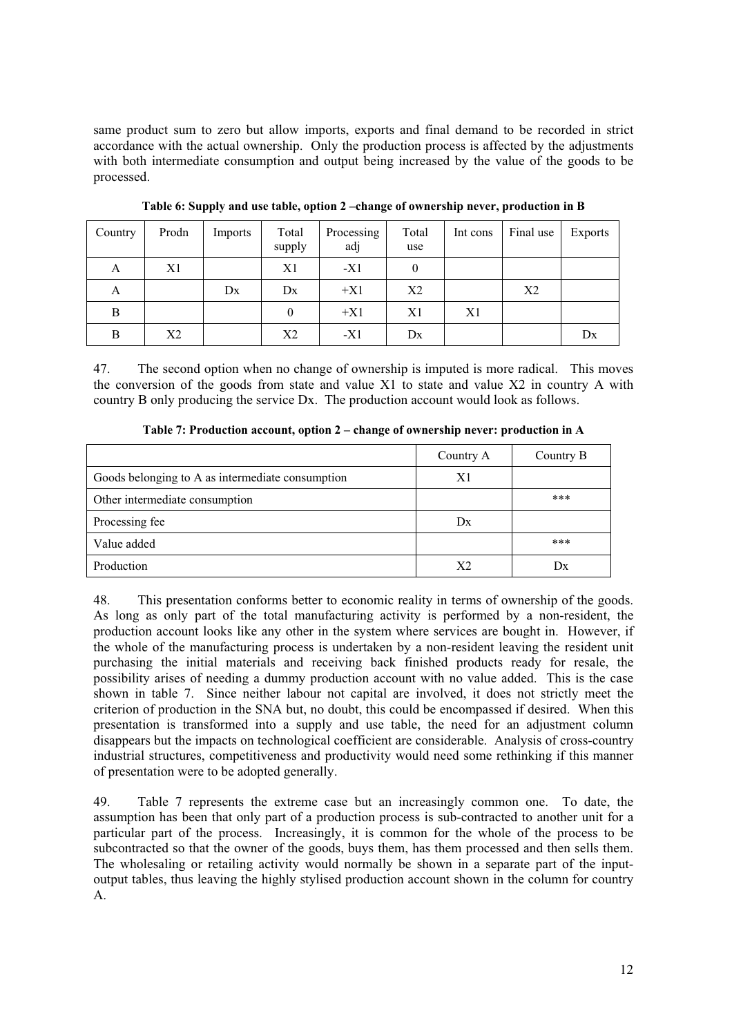same product sum to zero but allow imports, exports and final demand to be recorded in strict accordance with the actual ownership. Only the production process is affected by the adjustments with both intermediate consumption and output being increased by the value of the goods to be processed.

**Table 6: Supply and use table, option 2 –change of ownership never, production in B**

| Country | Prodn | Imports | Total supply | Processing adj | Total use | Int cons | Final use | Exports |
|---|---|---|---|---|---|---|---|---|
| A | X1 | | X1 | -X1 | 0 | | | |
| A | | Dx | Dx | +X1 | X2 | | X2 | |
| B | | | 0 | +X1 | X1 | X1 | | |
| B | X2 | | X2 | -X1 | Dx | | | Dx |

47. The second option when no change of ownership is imputed is more radical. This moves the conversion of the goods from state and value X1 to state and value X2 in country A with country B only producing the service Dx. The production account would look as follows.

**Table 7: Production account, option 2 – change of ownership never: production in A**

| | Country A | Country B |
|---|---|---|
| Goods belonging to A as intermediate consumption | X1 | |
| Other intermediate consumption | | *** |
| Processing fee | Dx | |
| Value added | | *** |
| Production | X2 | Dx |

48. This presentation conforms better to economic reality in terms of ownership of the goods. As long as only part of the total manufacturing activity is performed by a non-resident, the production account looks like any other in the system where services are bought in. However, if the whole of the manufacturing process is undertaken by a non-resident leaving the resident unit purchasing the initial materials and receiving back finished products ready for resale, the possibility arises of needing a dummy production account with no value added. This is the case shown in table 7. Since neither labour not capital are involved, it does not strictly meet the criterion of production in the SNA but, no doubt, this could be encompassed if desired. When this presentation is transformed into a supply and use table, the need for an adjustment column disappears but the impacts on technological coefficient are considerable. Analysis of cross-country industrial structures, competitiveness and productivity would need some rethinking if this manner of presentation were to be adopted generally.

49. Table 7 represents the extreme case but an increasingly common one. To date, the assumption has been that only part of a production process is sub-contracted to another unit for a particular part of the process. Increasingly, it is common for the whole of the process to be subcontracted so that the owner of the goods, buys them, has them processed and then sells them. The wholesaling or retailing activity would normally be shown in a separate part of the input-output tables, thus leaving the highly stylised production account shown in the column for country A.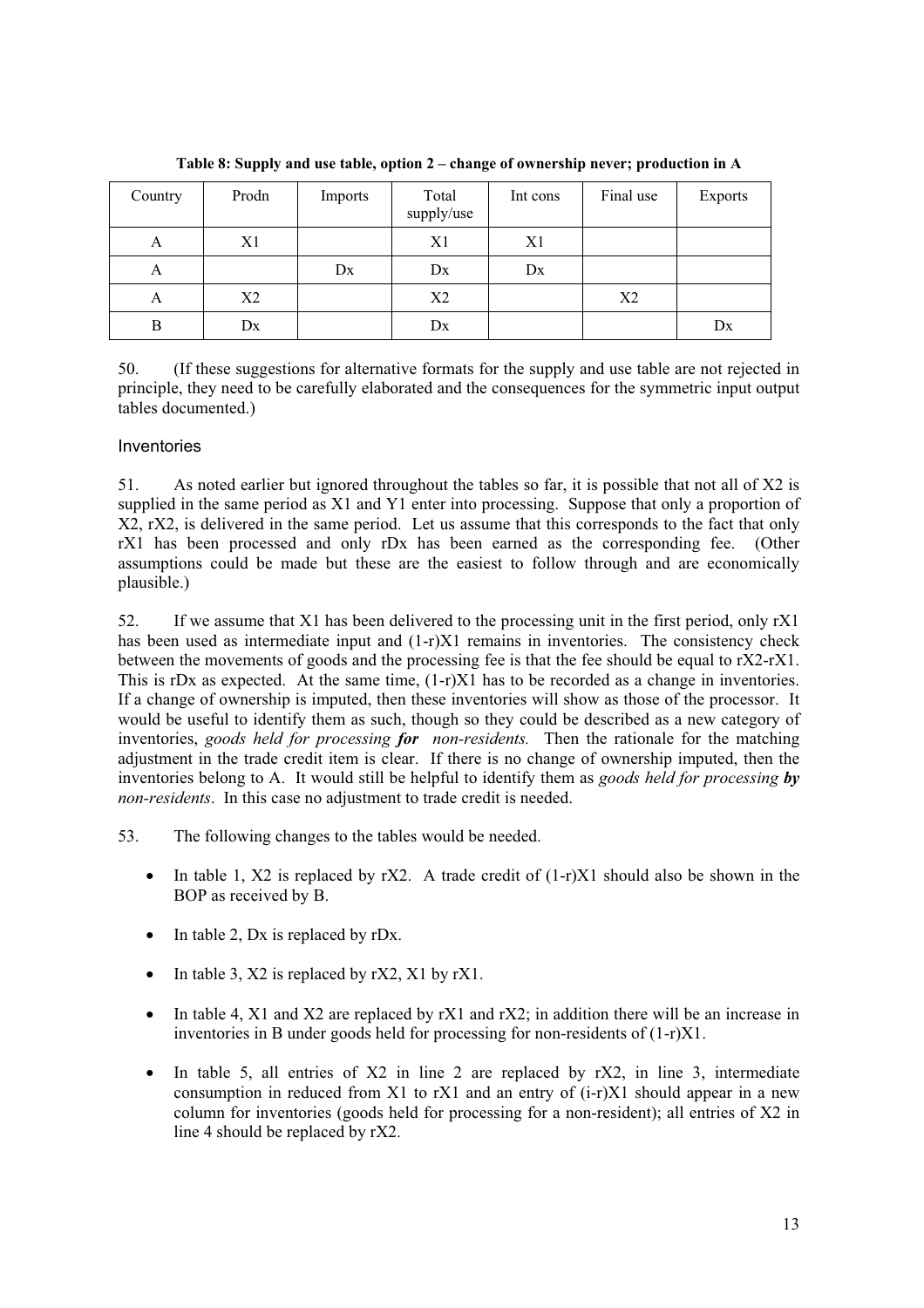**Table 8: Supply and use table, option 2 – change of ownership never; production in A**

| Country | Prodn | Imports | Total supply/use | Int cons | Final use | Exports |
|---|---|---|---|---|---|---|
| A | X1 | | X1 | X1 | | |
| A | | Dx | Dx | Dx | | |
| A | X2 | | X2 | | X2 | |
| B | Dx | | Dx | | | Dx |

50. (If these suggestions for alternative formats for the supply and use table are not rejected in principle, they need to be carefully elaborated and the consequences for the symmetric input output tables documented.)

### Inventories

51. As noted earlier but ignored throughout the tables so far, it is possible that not all of X2 is supplied in the same period as X1 and Y1 enter into processing. Suppose that only a proportion of X2, rX2, is delivered in the same period. Let us assume that this corresponds to the fact that only rX1 has been processed and only rDx has been earned as the corresponding fee. (Other assumptions could be made but these are the easiest to follow through and are economically plausible.)

52. If we assume that X1 has been delivered to the processing unit in the first period, only rX1 has been used as intermediate input and (1-r)X1 remains in inventories. The consistency check between the movements of goods and the processing fee is that the fee should be equal to rX2-rX1. This is rDx as expected. At the same time, (1-r)X1 has to be recorded as a change in inventories. If a change of ownership is imputed, then these inventories will show as those of the processor. It would be useful to identify them as such, though so they could be described as a new category of inventories, *goods held for processing* ***for*** *non-residents.* Then the rationale for the matching adjustment in the trade credit item is clear. If there is no change of ownership imputed, then the inventories belong to A. It would still be helpful to identify them as *goods held for processing* ***by*** *non-residents*. In this case no adjustment to trade credit is needed.

53. The following changes to the tables would be needed.

- In table 1, X2 is replaced by rX2. A trade credit of (1-r)X1 should also be shown in the BOP as received by B.
- In table 2, Dx is replaced by rDx.
- In table 3, X2 is replaced by rX2, X1 by rX1.
- In table 4, X1 and X2 are replaced by rX1 and rX2; in addition there will be an increase in inventories in B under goods held for processing for non-residents of (1-r)X1.
- In table 5, all entries of X2 in line 2 are replaced by rX2, in line 3, intermediate consumption in reduced from X1 to rX1 and an entry of (i-r)X1 should appear in a new column for inventories (goods held for processing for a non-resident); all entries of X2 in line 4 should be replaced by rX2.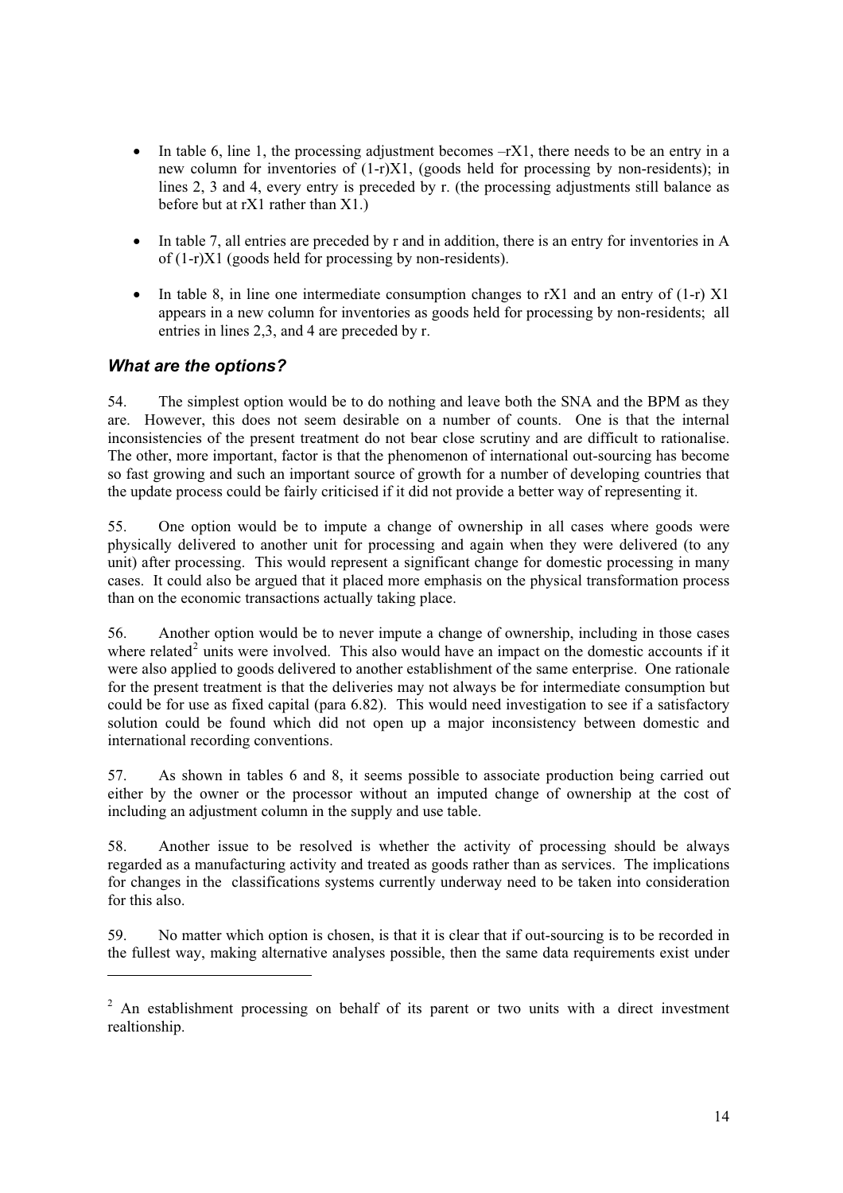- In table 6, line 1, the processing adjustment becomes $-rX1$, there needs to be an entry in a new column for inventories of $(1-r)X1$, (goods held for processing by non-residents); in lines 2, 3 and 4, every entry is preceded by r. (the processing adjustments still balance as before but at $rX1$ rather than $X1$.)

- In table 7, all entries are preceded by r and in addition, there is an entry for inventories in A of $(1-r)X1$ (goods held for processing by non-residents).

- In table 8, in line one intermediate consumption changes to $rX1$ and an entry of $(1-r)$ $X1$ appears in a new column for inventories as goods held for processing by non-residents; all entries in lines 2,3, and 4 are preceded by r.

### *What are the options?*

54. The simplest option would be to do nothing and leave both the SNA and the BPM as they are. However, this does not seem desirable on a number of counts. One is that the internal inconsistencies of the present treatment do not bear close scrutiny and are difficult to rationalise. The other, more important, factor is that the phenomenon of international out-sourcing has become so fast growing and such an important source of growth for a number of developing countries that the update process could be fairly criticised if it did not provide a better way of representing it.

55. One option would be to impute a change of ownership in all cases where goods were physically delivered to another unit for processing and again when they were delivered (to any unit) after processing. This would represent a significant change for domestic processing in many cases. It could also be argued that it placed more emphasis on the physical transformation process than on the economic transactions actually taking place.

56. Another option would be to never impute a change of ownership, including in those cases where related[2] units were involved. This also would have an impact on the domestic accounts if it were also applied to goods delivered to another establishment of the same enterprise. One rationale for the present treatment is that the deliveries may not always be for intermediate consumption but could be for use as fixed capital (para 6.82). This would need investigation to see if a satisfactory solution could be found which did not open up a major inconsistency between domestic and international recording conventions.

57. As shown in tables 6 and 8, it seems possible to associate production being carried out either by the owner or the processor without an imputed change of ownership at the cost of including an adjustment column in the supply and use table.

58. Another issue to be resolved is whether the activity of processing should be always regarded as a manufacturing activity and treated as goods rather than as services. The implications for changes in the classifications systems currently underway need to be taken into consideration for this also.

59. No matter which option is chosen, is that it is clear that if out-sourcing is to be recorded in the fullest way, making alternative analyses possible, then the same data requirements exist under

---

[2] An establishment processing on behalf of its parent or two units with a direct investment realtionship.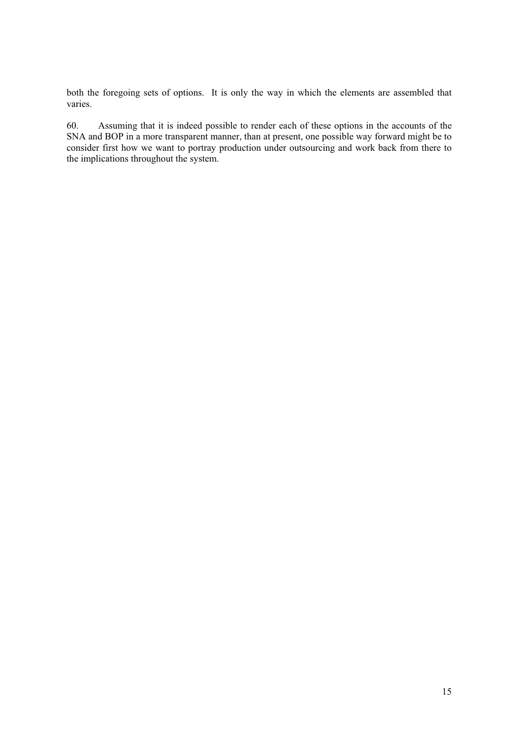both the foregoing sets of options. It is only the way in which the elements are assembled that varies.

60. Assuming that it is indeed possible to render each of these options in the accounts of the SNA and BOP in a more transparent manner, than at present, one possible way forward might be to consider first how we want to portray production under outsourcing and work back from there to the implications throughout the system.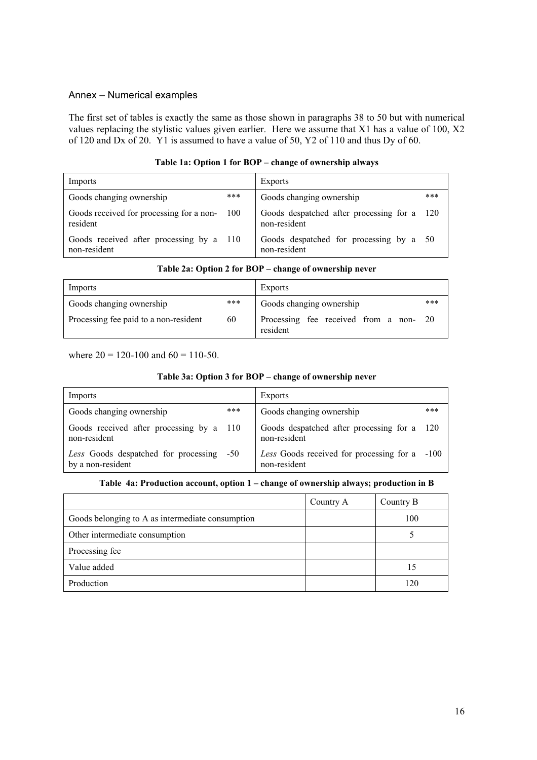## Annex – Numerical examples

The first set of tables is exactly the same as those shown in paragraphs 38 to 50 but with numerical values replacing the stylistic values given earlier. Here we assume that X1 has a value of 100, X2 of 120 and Dx of 20. Y1 is assumed to have a value of 50, Y2 of 110 and thus Dy of 60.

**Table 1a: Option 1 for BOP – change of ownership always**

| Imports | | Exports | |
|---|---|---|---|
| Goods changing ownership | *** | Goods changing ownership | *** |
| Goods received for processing for a non-resident | 100 | Goods despatched after processing for a non-resident | 120 |
| Goods received after processing by a non-resident | 110 | Goods despatched for processing by a non-resident | 50 |

**Table 2a: Option 2 for BOP – change of ownership never**

| Imports | | Exports | |
|---|---|---|---|
| Goods changing ownership | *** | Goods changing ownership | *** |
| Processing fee paid to a non-resident | 60 | Processing fee received from a non-resident | 20 |

where 20 = 120-100 and 60 = 110-50.

**Table 3a: Option 3 for BOP – change of ownership never**

| Imports | | Exports | |
|---|---|---|---|
| Goods changing ownership | *** | Goods changing ownership | *** |
| Goods received after processing by a non-resident | 110 | Goods despatched after processing for a non-resident | 120 |
| *Less* Goods despatched for processing by a non-resident | -50 | *Less* Goods received for processing for a non-resident | -100 |

**Table 4a: Production account, option 1 – change of ownership always; production in B**

| | Country A | Country B |
|---|---|---|
| Goods belonging to A as intermediate consumption | | 100 |
| Other intermediate consumption | | 5 |
| Processing fee | | |
| Value added | | 15 |
| Production | | 120 |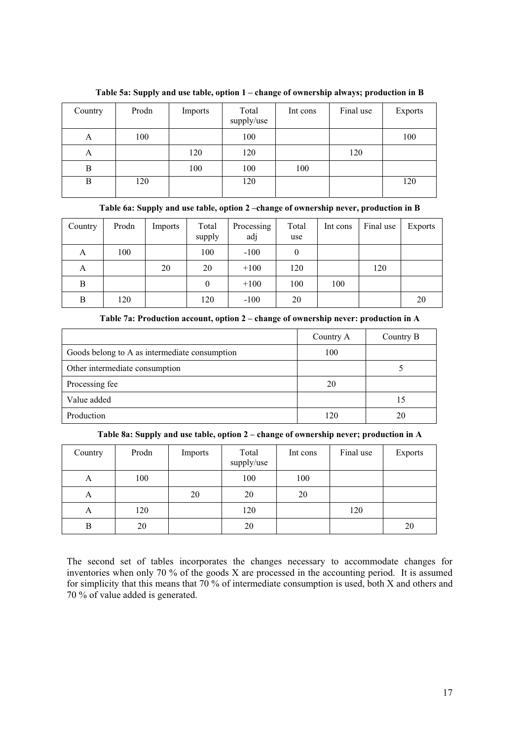**Table 5a: Supply and use table, option 1 – change of ownership always; production in B**

| Country | Prodn | Imports | Total supply/use | Int cons | Final use | Exports |
|---|---|---|---|---|---|---|
| A | 100 | | 100 | | | 100 |
| A | | 120 | 120 | | 120 | |
| B | | 100 | 100 | 100 | | |
| B | 120 | | 120 | | | 120 |

**Table 6a: Supply and use table, option 2 –change of ownership never, production in B**

| Country | Prodn | Imports | Total supply | Processing adj | Total use | Int cons | Final use | Exports |
|---|---|---|---|---|---|---|---|---|
| A | 100 | | 100 | -100 | 0 | | | |
| A | | 20 | 20 | +100 | 120 | | 120 | |
| B | | | 0 | +100 | 100 | 100 | | |
| B | 120 | | 120 | -100 | 20 | | | 20 |

**Table 7a: Production account, option 2 – change of ownership never: production in A**

| | Country A | Country B |
|---|---|---|
| Goods belong to A as intermediate consumption | 100 | |
| Other intermediate consumption | | 5 |
| Processing fee | 20 | |
| Value added | | 15 |
| Production | 120 | 20 |

**Table 8a: Supply and use table, option 2 – change of ownership never; production in A**

| Country | Prodn | Imports | Total supply/use | Int cons | Final use | Exports |
|---|---|---|---|---|---|---|
| A | 100 | | 100 | 100 | | |
| A | | 20 | 20 | 20 | | |
| A | 120 | | 120 | | 120 | |
| B | 20 | | 20 | | | 20 |

The second set of tables incorporates the changes necessary to accommodate changes for inventories when only 70 % of the goods X are processed in the accounting period. It is assumed for simplicity that this means that 70 % of intermediate consumption is used, both X and others and 70 % of value added is generated.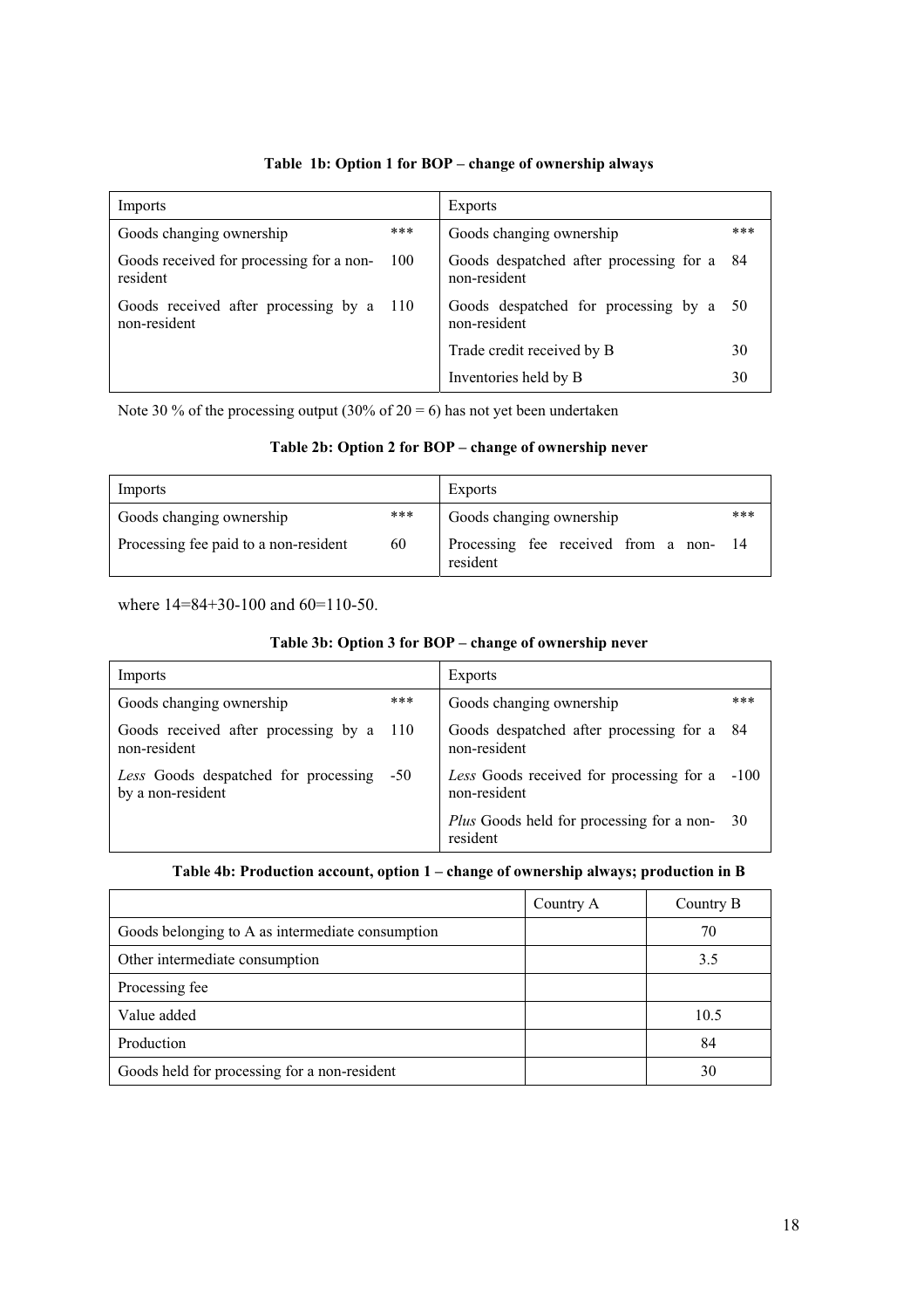**Table 1b: Option 1 for BOP – change of ownership always**

| Imports | | Exports | |
|---|---|---|---|
| Goods changing ownership | *** | Goods changing ownership | *** |
| Goods received for processing for a non-resident | 100 | Goods despatched after processing for a non-resident | 84 |
| Goods received after processing by a non-resident | 110 | Goods despatched for processing by a non-resident | 50 |
| | | Trade credit received by B | 30 |
| | | Inventories held by B | 30 |

Note 30 % of the processing output (30% of 20 = 6) has not yet been undertaken

**Table 2b: Option 2 for BOP – change of ownership never**

| Imports | | Exports | |
|---|---|---|---|
| Goods changing ownership | *** | Goods changing ownership | *** |
| Processing fee paid to a non-resident | 60 | Processing fee received from a non-resident | 14 |

where 14=84+30-100 and 60=110-50.

**Table 3b: Option 3 for BOP – change of ownership never**

| Imports | | Exports | |
|---|---|---|---|
| Goods changing ownership | *** | Goods changing ownership | *** |
| Goods received after processing by a non-resident | 110 | Goods despatched after processing for a non-resident | 84 |
| *Less* Goods despatched for processing by a non-resident | -50 | *Less* Goods received for processing for a non-resident | -100 |
| | | *Plus* Goods held for processing for a non-resident | 30 |

**Table 4b: Production account, option 1 – change of ownership always; production in B**

| | Country A | Country B |
|---|---|---|
| Goods belonging to A as intermediate consumption | | 70 |
| Other intermediate consumption | | 3.5 |
| Processing fee | | |
| Value added | | 10.5 |
| Production | | 84 |
| Goods held for processing for a non-resident | | 30 |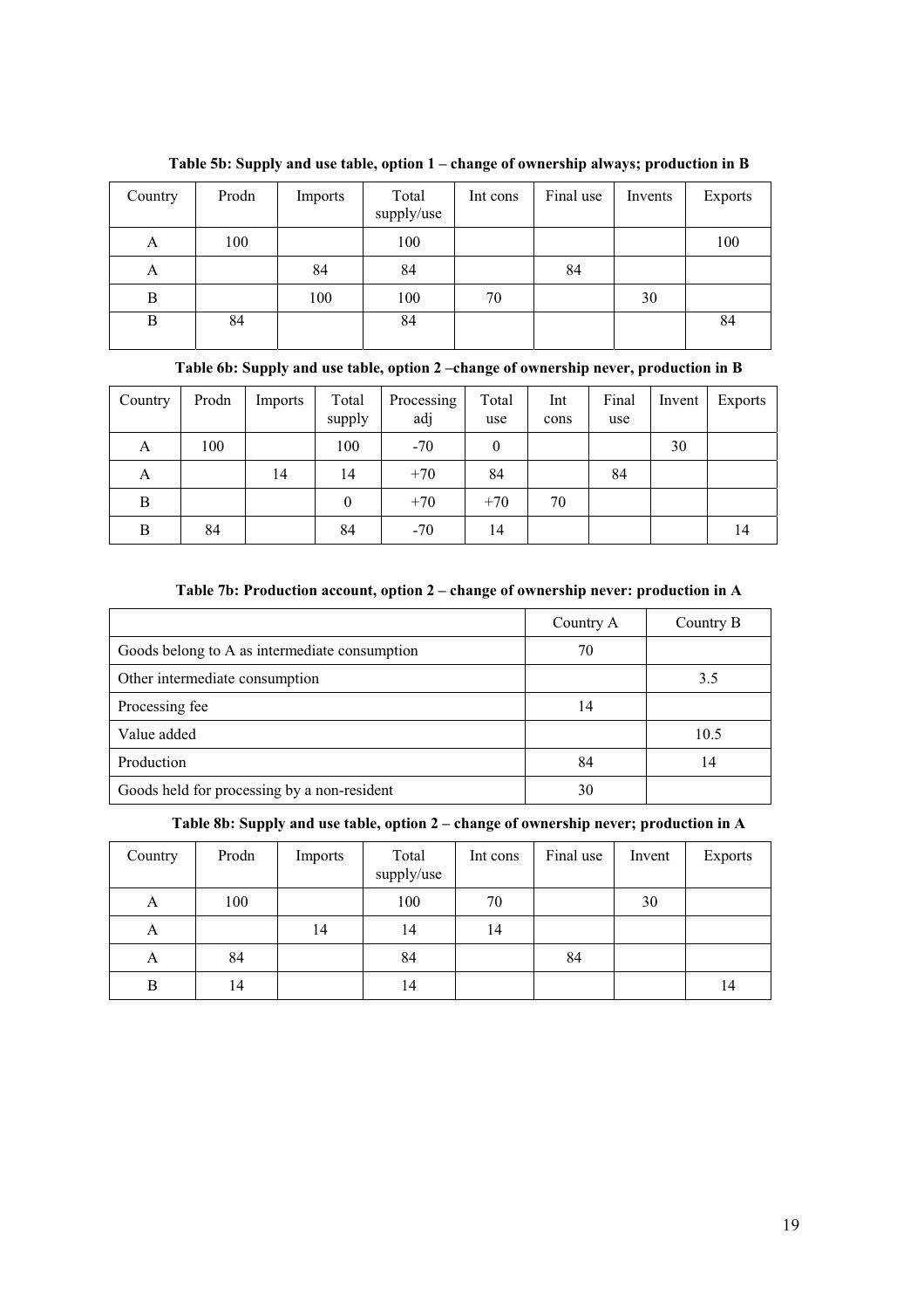**Table 5b: Supply and use table, option 1 – change of ownership always; production in B**

| Country | Prodn | Imports | Total supply/use | Int cons | Final use | Invents | Exports |
|---|---|---|---|---|---|---|---|
| A | 100 | | 100 | | | | 100 |
| A | | 84 | 84 | | 84 | | |
| B | | 100 | 100 | 70 | | 30 | |
| B | 84 | | 84 | | | | 84 |

**Table 6b: Supply and use table, option 2 –change of ownership never, production in B**

| Country | Prodn | Imports | Total supply | Processing adj | Total use | Int cons | Final use | Invent | Exports |
|---|---|---|---|---|---|---|---|---|---|
| A | 100 | | 100 | -70 | 0 | | | 30 | |
| A | | 14 | 14 | +70 | 84 | | 84 | | |
| B | | | 0 | +70 | +70 | 70 | | | |
| B | 84 | | 84 | -70 | 14 | | | | 14 |

**Table 7b: Production account, option 2 – change of ownership never: production in A**

| | Country A | Country B |
|---|---|---|
| Goods belong to A as intermediate consumption | 70 | |
| Other intermediate consumption | | 3.5 |
| Processing fee | 14 | |
| Value added | | 10.5 |
| Production | 84 | 14 |
| Goods held for processing by a non-resident | 30 | |

**Table 8b: Supply and use table, option 2 – change of ownership never; production in A**

| Country | Prodn | Imports | Total supply/use | Int cons | Final use | Invent | Exports |
|---|---|---|---|---|---|---|---|
| A | 100 | | 100 | 70 | | 30 | |
| A | | 14 | 14 | 14 | | | |
| A | 84 | | 84 | | 84 | | |
| B | 14 | | 14 | | | | 14 |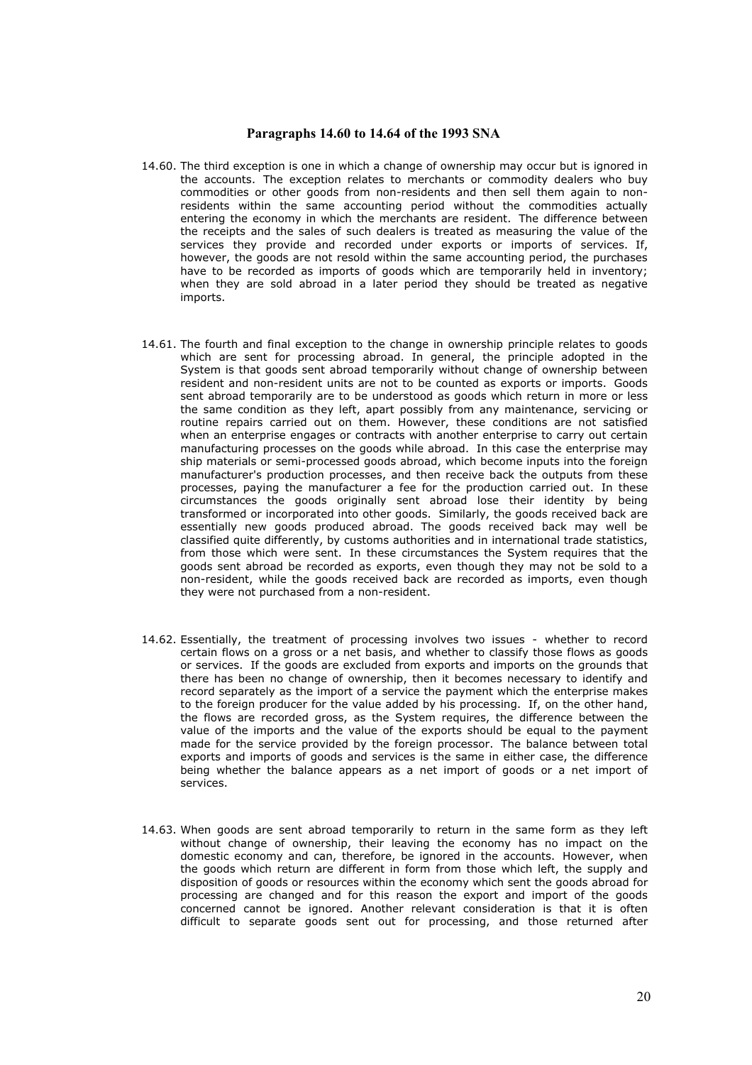### Paragraphs 14.60 to 14.64 of the 1993 SNA

14.60. The third exception is one in which a change of ownership may occur but is ignored in the accounts. The exception relates to merchants or commodity dealers who buy commodities or other goods from non-residents and then sell them again to non-residents within the same accounting period without the commodities actually entering the economy in which the merchants are resident. The difference between the receipts and the sales of such dealers is treated as measuring the value of the services they provide and recorded under exports or imports of services. If, however, the goods are not resold within the same accounting period, the purchases have to be recorded as imports of goods which are temporarily held in inventory; when they are sold abroad in a later period they should be treated as negative imports.

14.61. The fourth and final exception to the change in ownership principle relates to goods which are sent for processing abroad. In general, the principle adopted in the System is that goods sent abroad temporarily without change of ownership between resident and non-resident units are not to be counted as exports or imports. Goods sent abroad temporarily are to be understood as goods which return in more or less the same condition as they left, apart possibly from any maintenance, servicing or routine repairs carried out on them. However, these conditions are not satisfied when an enterprise engages or contracts with another enterprise to carry out certain manufacturing processes on the goods while abroad. In this case the enterprise may ship materials or semi-processed goods abroad, which become inputs into the foreign manufacturer's production processes, and then receive back the outputs from these processes, paying the manufacturer a fee for the production carried out. In these circumstances the goods originally sent abroad lose their identity by being transformed or incorporated into other goods. Similarly, the goods received back are essentially new goods produced abroad. The goods received back may well be classified quite differently, by customs authorities and in international trade statistics, from those which were sent. In these circumstances the System requires that the goods sent abroad be recorded as exports, even though they may not be sold to a non-resident, while the goods received back are recorded as imports, even though they were not purchased from a non-resident.

14.62. Essentially, the treatment of processing involves two issues - whether to record certain flows on a gross or a net basis, and whether to classify those flows as goods or services. If the goods are excluded from exports and imports on the grounds that there has been no change of ownership, then it becomes necessary to identify and record separately as the import of a service the payment which the enterprise makes to the foreign producer for the value added by his processing. If, on the other hand, the flows are recorded gross, as the System requires, the difference between the value of the imports and the value of the exports should be equal to the payment made for the service provided by the foreign processor. The balance between total exports and imports of goods and services is the same in either case, the difference being whether the balance appears as a net import of goods or a net import of services.

14.63. When goods are sent abroad temporarily to return in the same form as they left without change of ownership, their leaving the economy has no impact on the domestic economy and can, therefore, be ignored in the accounts. However, when the goods which return are different in form from those which left, the supply and disposition of goods or resources within the economy which sent the goods abroad for processing are changed and for this reason the export and import of the goods concerned cannot be ignored. Another relevant consideration is that it is often difficult to separate goods sent out for processing, and those returned after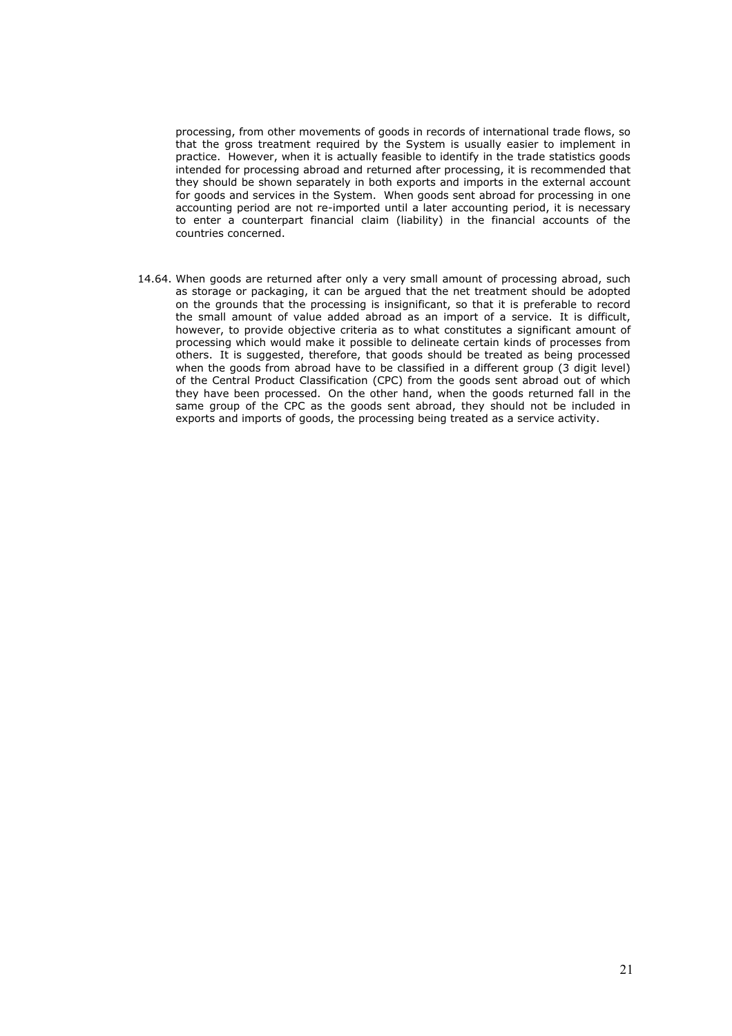processing, from other movements of goods in records of international trade flows, so that the gross treatment required by the System is usually easier to implement in practice. However, when it is actually feasible to identify in the trade statistics goods intended for processing abroad and returned after processing, it is recommended that they should be shown separately in both exports and imports in the external account for goods and services in the System. When goods sent abroad for processing in one accounting period are not re-imported until a later accounting period, it is necessary to enter a counterpart financial claim (liability) in the financial accounts of the countries concerned.

14.64. When goods are returned after only a very small amount of processing abroad, such as storage or packaging, it can be argued that the net treatment should be adopted on the grounds that the processing is insignificant, so that it is preferable to record the small amount of value added abroad as an import of a service. It is difficult, however, to provide objective criteria as to what constitutes a significant amount of processing which would make it possible to delineate certain kinds of processes from others. It is suggested, therefore, that goods should be treated as being processed when the goods from abroad have to be classified in a different group (3 digit level) of the Central Product Classification (CPC) from the goods sent abroad out of which they have been processed. On the other hand, when the goods returned fall in the same group of the CPC as the goods sent abroad, they should not be included in exports and imports of goods, the processing being treated as a service activity.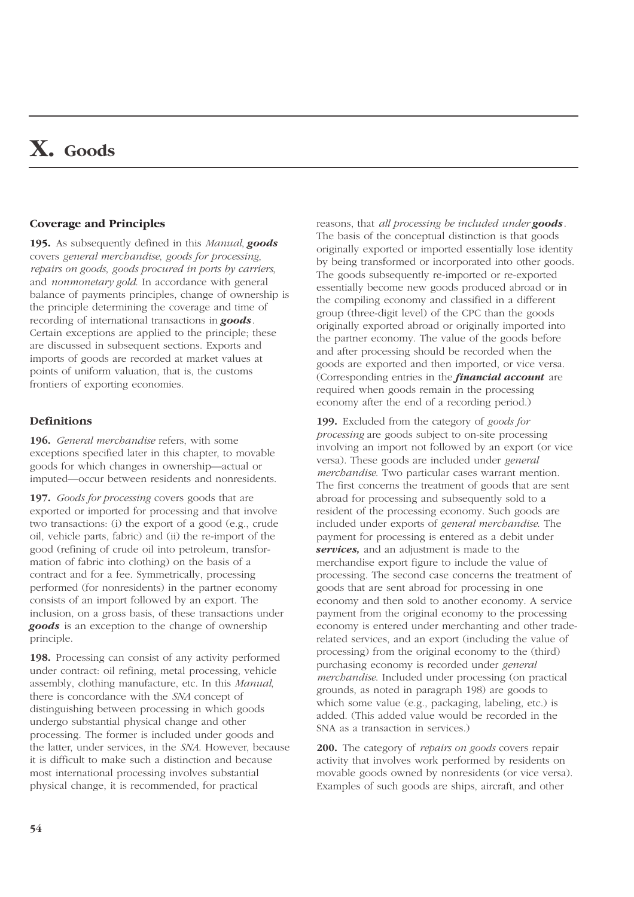# X. Goods

## Coverage and Principles

**195.** As subsequently defined in this *Manual*, ***goods*** covers *general merchandise*, *goods for processing*, *repairs on goods*, *goods procured in ports by carriers*, and *nonmonetary gold*. In accordance with general balance of payments principles, change of ownership is the principle determining the coverage and time of recording of international transactions in ***goods***. Certain exceptions are applied to the principle; these are discussed in subsequent sections. Exports and imports of goods are recorded at market values at points of uniform valuation, that is, the customs frontiers of exporting economies.

## Definitions

**196.** *General merchandise* refers, with some exceptions specified later in this chapter, to movable goods for which changes in ownership—actual or imputed—occur between residents and nonresidents.

**197.** *Goods for processing* covers goods that are exported or imported for processing and that involve two transactions: (i) the export of a good (e.g., crude oil, vehicle parts, fabric) and (ii) the re-import of the good (refining of crude oil into petroleum, transformation of fabric into clothing) on the basis of a contract and for a fee. Symmetrically, processing performed (for nonresidents) in the partner economy consists of an import followed by an export. The inclusion, on a gross basis, of these transactions under ***goods*** is an exception to the change of ownership principle.

**198.** Processing can consist of any activity performed under contract: oil refining, metal processing, vehicle assembly, clothing manufacture, etc. In this *Manual*, there is concordance with the *SNA* concept of distinguishing between processing in which goods undergo substantial physical change and other processing. The former is included under goods and the latter, under services, in the *SNA*. However, because it is difficult to make such a distinction and because most international processing involves substantial physical change, it is recommended, for practical reasons, that *all processing be included under **goods***. The basis of the conceptual distinction is that goods originally exported or imported essentially lose identity by being transformed or incorporated into other goods. The goods subsequently re-imported or re-exported essentially become new goods produced abroad or in the compiling economy and classified in a different group (three-digit level) of the CPC than the goods originally exported abroad or originally imported into the partner economy. The value of the goods before and after processing should be recorded when the goods are exported and then imported, or vice versa. (Corresponding entries in the ***financial account*** are required when goods remain in the processing economy after the end of a recording period.)

**199.** Excluded from the category of *goods for processing* are goods subject to on-site processing involving an import not followed by an export (or vice versa). These goods are included under *general merchandise*. Two particular cases warrant mention. The first concerns the treatment of goods that are sent abroad for processing and subsequently sold to a resident of the processing economy. Such goods are included under exports of *general merchandise*. The payment for processing is entered as a debit under ***services,*** and an adjustment is made to the merchandise export figure to include the value of processing. The second case concerns the treatment of goods that are sent abroad for processing in one economy and then sold to another economy. A service payment from the original economy to the processing economy is entered under merchanting and other trade-related services, and an export (including the value of processing) from the original economy to the (third) purchasing economy is recorded under *general merchandise*. Included under processing (on practical grounds, as noted in paragraph 198) are goods to which some value (e.g., packaging, labeling, etc.) is added. (This added value would be recorded in the SNA as a transaction in services.)

**200.** The category of *repairs on goods* covers repair activity that involves work performed by residents on movable goods owned by nonresidents (or vice versa). Examples of such goods are ships, aircraft, and other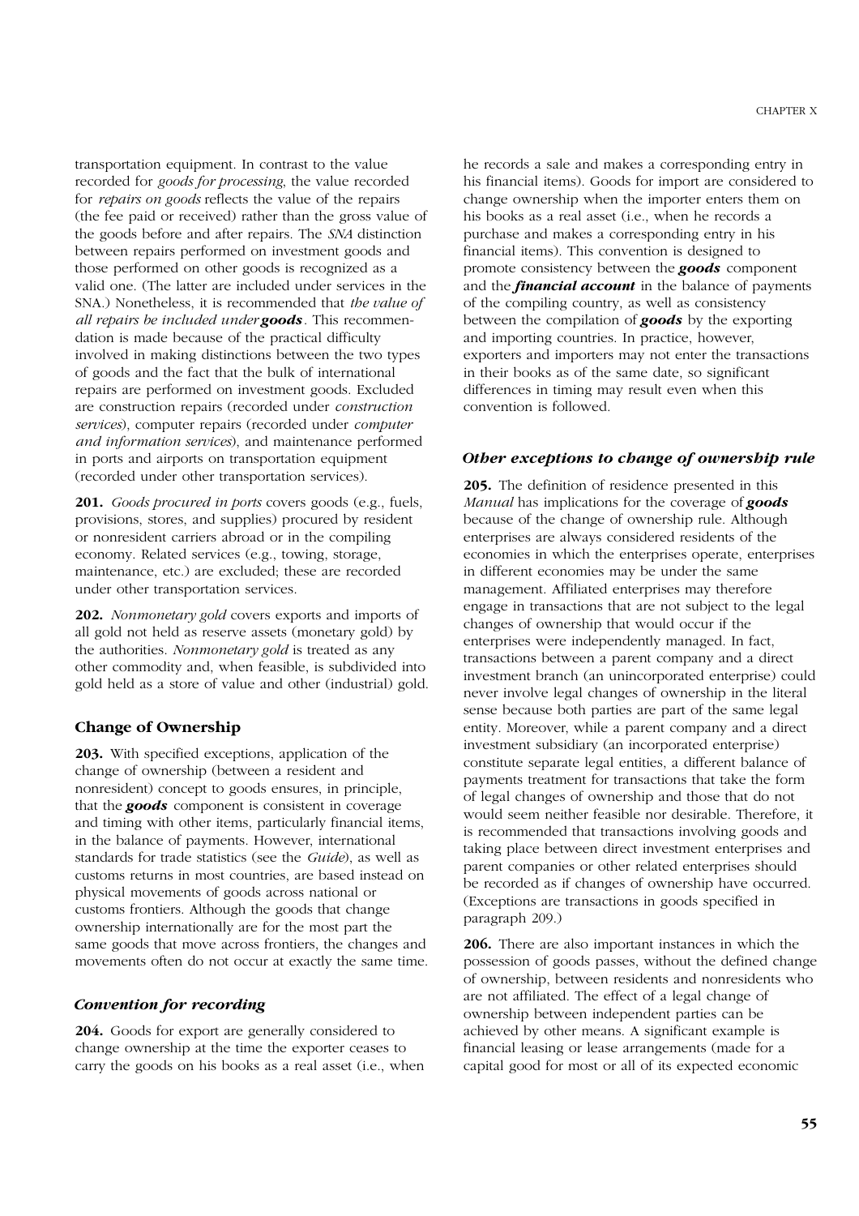transportation equipment. In contrast to the value recorded for *goods for processing*, the value recorded for *repairs on goods* reflects the value of the repairs (the fee paid or received) rather than the gross value of the goods before and after repairs. The *SNA* distinction between repairs performed on investment goods and those performed on other goods is recognized as a valid one. (The latter are included under services in the SNA.) Nonetheless, it is recommended that *the value of all repairs be included under* ***goods***. This recommendation is made because of the practical difficulty involved in making distinctions between the two types of goods and the fact that the bulk of international repairs are performed on investment goods. Excluded are construction repairs (recorded under *construction services*), computer repairs (recorded under *computer and information services*), and maintenance performed in ports and airports on transportation equipment (recorded under other transportation services).

**201.** *Goods procured in ports* covers goods (e.g., fuels, provisions, stores, and supplies) procured by resident or nonresident carriers abroad or in the compiling economy. Related services (e.g., towing, storage, maintenance, etc.) are excluded; these are recorded under other transportation services.

**202.** *Nonmonetary gold* covers exports and imports of all gold not held as reserve assets (monetary gold) by the authorities. *Nonmonetary gold* is treated as any other commodity and, when feasible, is subdivided into gold held as a store of value and other (industrial) gold.

## Change of Ownership

**203.** With specified exceptions, application of the change of ownership (between a resident and nonresident) concept to goods ensures, in principle, that the ***goods*** component is consistent in coverage and timing with other items, particularly financial items, in the balance of payments. However, international standards for trade statistics (see the *Guide*), as well as customs returns in most countries, are based instead on physical movements of goods across national or customs frontiers. Although the goods that change ownership internationally are for the most part the same goods that move across frontiers, the changes and movements often do not occur at exactly the same time.

### *Convention for recording*

**204.** Goods for export are generally considered to change ownership at the time the exporter ceases to carry the goods on his books as a real asset (i.e., when he records a sale and makes a corresponding entry in his financial items). Goods for import are considered to change ownership when the importer enters them on his books as a real asset (i.e., when he records a purchase and makes a corresponding entry in his financial items). This convention is designed to promote consistency between the ***goods*** component and the ***financial account*** in the balance of payments of the compiling country, as well as consistency between the compilation of ***goods*** by the exporting and importing countries. In practice, however, exporters and importers may not enter the transactions in their books as of the same date, so significant differences in timing may result even when this convention is followed.

### *Other exceptions to change of ownership rule*

**205.** The definition of residence presented in this *Manual* has implications for the coverage of ***goods*** because of the change of ownership rule. Although enterprises are always considered residents of the economies in which the enterprises operate, enterprises in different economies may be under the same management. Affiliated enterprises may therefore engage in transactions that are not subject to the legal changes of ownership that would occur if the enterprises were independently managed. In fact, transactions between a parent company and a direct investment branch (an unincorporated enterprise) could never involve legal changes of ownership in the literal sense because both parties are part of the same legal entity. Moreover, while a parent company and a direct investment subsidiary (an incorporated enterprise) constitute separate legal entities, a different balance of payments treatment for transactions that take the form of legal changes of ownership and those that do not would seem neither feasible nor desirable. Therefore, it is recommended that transactions involving goods and taking place between direct investment enterprises and parent companies or other related enterprises should be recorded as if changes of ownership have occurred. (Exceptions are transactions in goods specified in paragraph 209.)

**206.** There are also important instances in which the possession of goods passes, without the defined change of ownership, between residents and nonresidents who are not affiliated. The effect of a legal change of ownership between independent parties can be achieved by other means. A significant example is financial leasing or lease arrangements (made for a capital good for most or all of its expected economic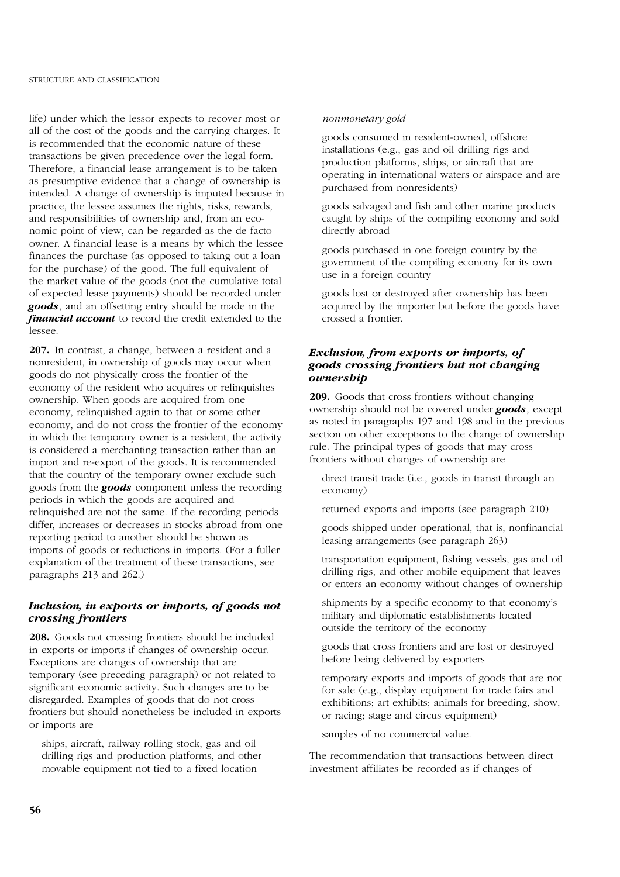life) under which the lessor expects to recover most or all of the cost of the goods and the carrying charges. It is recommended that the economic nature of these transactions be given precedence over the legal form. Therefore, a financial lease arrangement is to be taken as presumptive evidence that a change of ownership is intended. A change of ownership is imputed because in practice, the lessee assumes the rights, risks, rewards, and responsibilities of ownership and, from an economic point of view, can be regarded as the de facto owner. A financial lease is a means by which the lessee finances the purchase (as opposed to taking out a loan for the purchase) of the good. The full equivalent of the market value of the goods (not the cumulative total of expected lease payments) should be recorded under ***goods***, and an offsetting entry should be made in the ***financial account*** to record the credit extended to the lessee.

**207.** In contrast, a change, between a resident and a nonresident, in ownership of goods may occur when goods do not physically cross the frontier of the economy of the resident who acquires or relinquishes ownership. When goods are acquired from one economy, relinquished again to that or some other economy, and do not cross the frontier of the economy in which the temporary owner is a resident, the activity is considered a merchanting transaction rather than an import and re-export of the goods. It is recommended that the country of the temporary owner exclude such goods from the ***goods*** component unless the recording periods in which the goods are acquired and relinquished are not the same. If the recording periods differ, increases or decreases in stocks abroad from one reporting period to another should be shown as imports of goods or reductions in imports. (For a fuller explanation of the treatment of these transactions, see paragraphs 213 and 262.)

### *Inclusion, in exports or imports, of goods not crossing frontiers*

**208.** Goods not crossing frontiers should be included in exports or imports if changes of ownership occur. Exceptions are changes of ownership that are temporary (see preceding paragraph) or not related to significant economic activity. Such changes are to be disregarded. Examples of goods that do not cross frontiers but should nonetheless be included in exports or imports are

ships, aircraft, railway rolling stock, gas and oil drilling rigs and production platforms, and other movable equipment not tied to a fixed location

*nonmonetary gold*

goods consumed in resident-owned, offshore installations (e.g., gas and oil drilling rigs and production platforms, ships, or aircraft that are operating in international waters or airspace and are purchased from nonresidents)

goods salvaged and fish and other marine products caught by ships of the compiling economy and sold directly abroad

goods purchased in one foreign country by the government of the compiling economy for its own use in a foreign country

goods lost or destroyed after ownership has been acquired by the importer but before the goods have crossed a frontier.

### *Exclusion, from exports or imports, of goods crossing frontiers but not changing ownership*

**209.** Goods that cross frontiers without changing ownership should not be covered under ***goods***, except as noted in paragraphs 197 and 198 and in the previous section on other exceptions to the change of ownership rule. The principal types of goods that may cross frontiers without changes of ownership are

direct transit trade (i.e., goods in transit through an economy)

returned exports and imports (see paragraph 210)

goods shipped under operational, that is, nonfinancial leasing arrangements (see paragraph 263)

transportation equipment, fishing vessels, gas and oil drilling rigs, and other mobile equipment that leaves or enters an economy without changes of ownership

shipments by a specific economy to that economy's military and diplomatic establishments located outside the territory of the economy

goods that cross frontiers and are lost or destroyed before being delivered by exporters

temporary exports and imports of goods that are not for sale (e.g., display equipment for trade fairs and exhibitions; art exhibits; animals for breeding, show, or racing; stage and circus equipment)

samples of no commercial value.

The recommendation that transactions between direct investment affiliates be recorded as if changes of